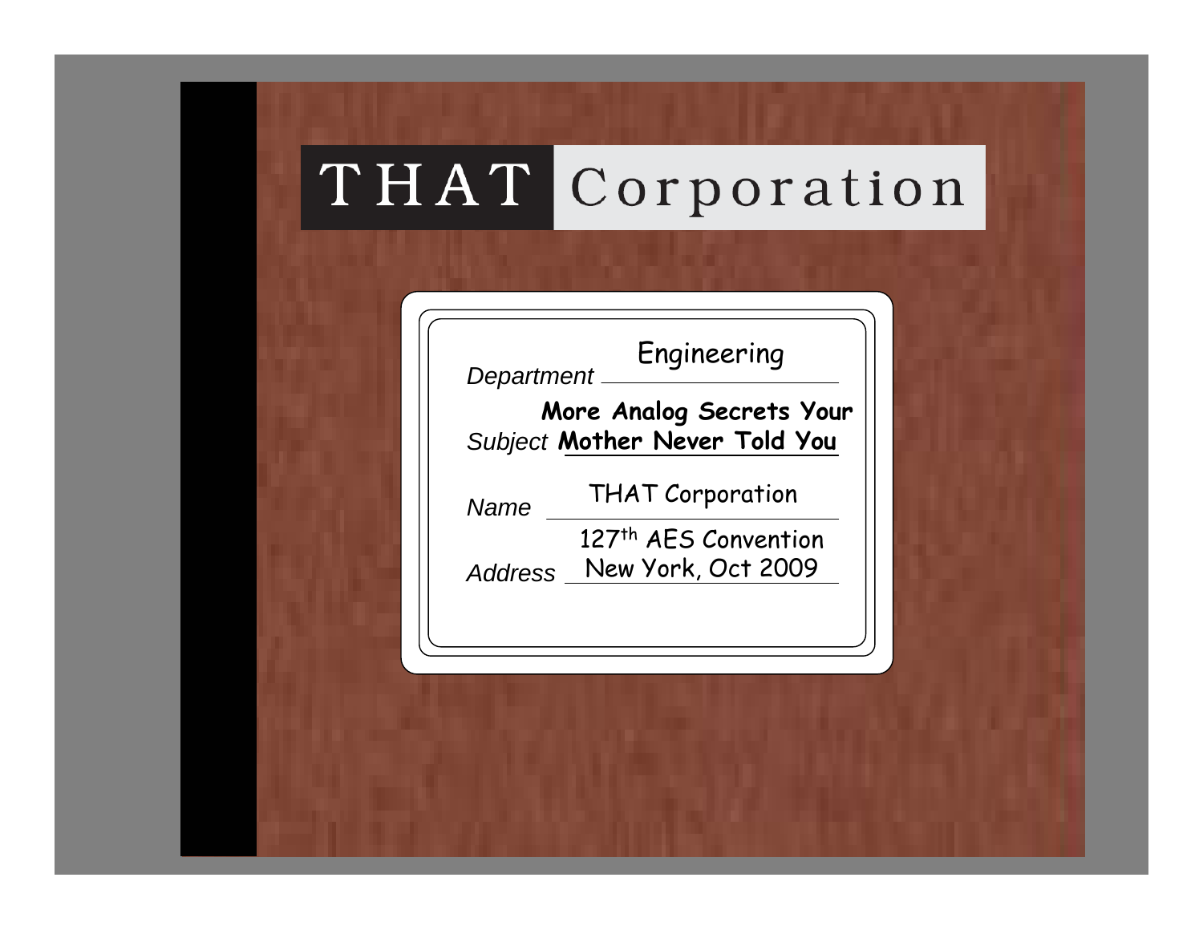# THAT Corporation

*Department* Engineering

*Subject* **More Analog Secrets Your Mother Never Told You**

*Name* THAT Corporation

*Address* 127th AES Convention
New York, Oct 2009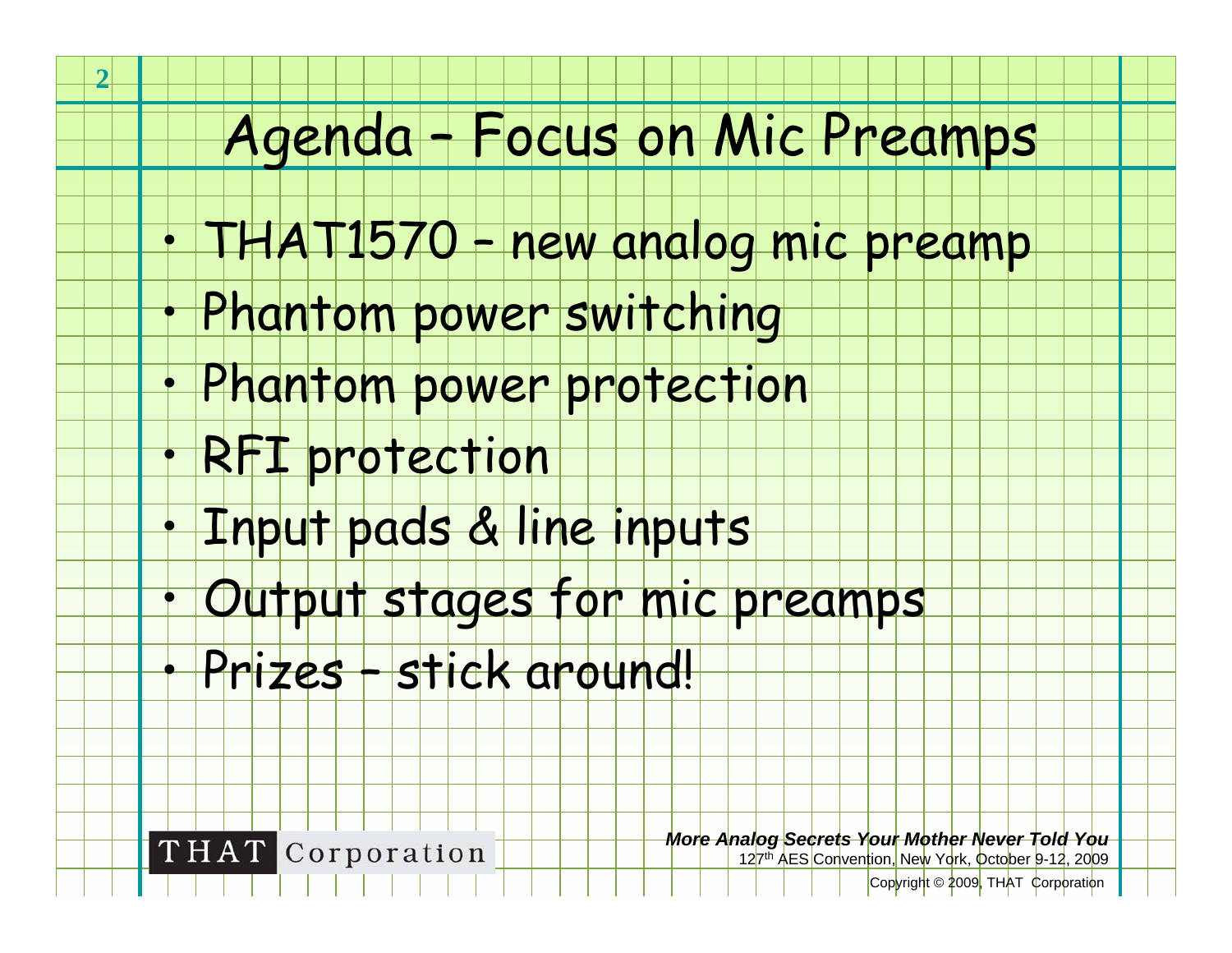# Agenda – Focus on Mic Preamps

- THAT1570 – new analog mic preamp
- Phantom power switching
- Phantom power protection
- RFI protection
- Input pads & line inputs
- Output stages for mic preamps
- Prizes – stick around!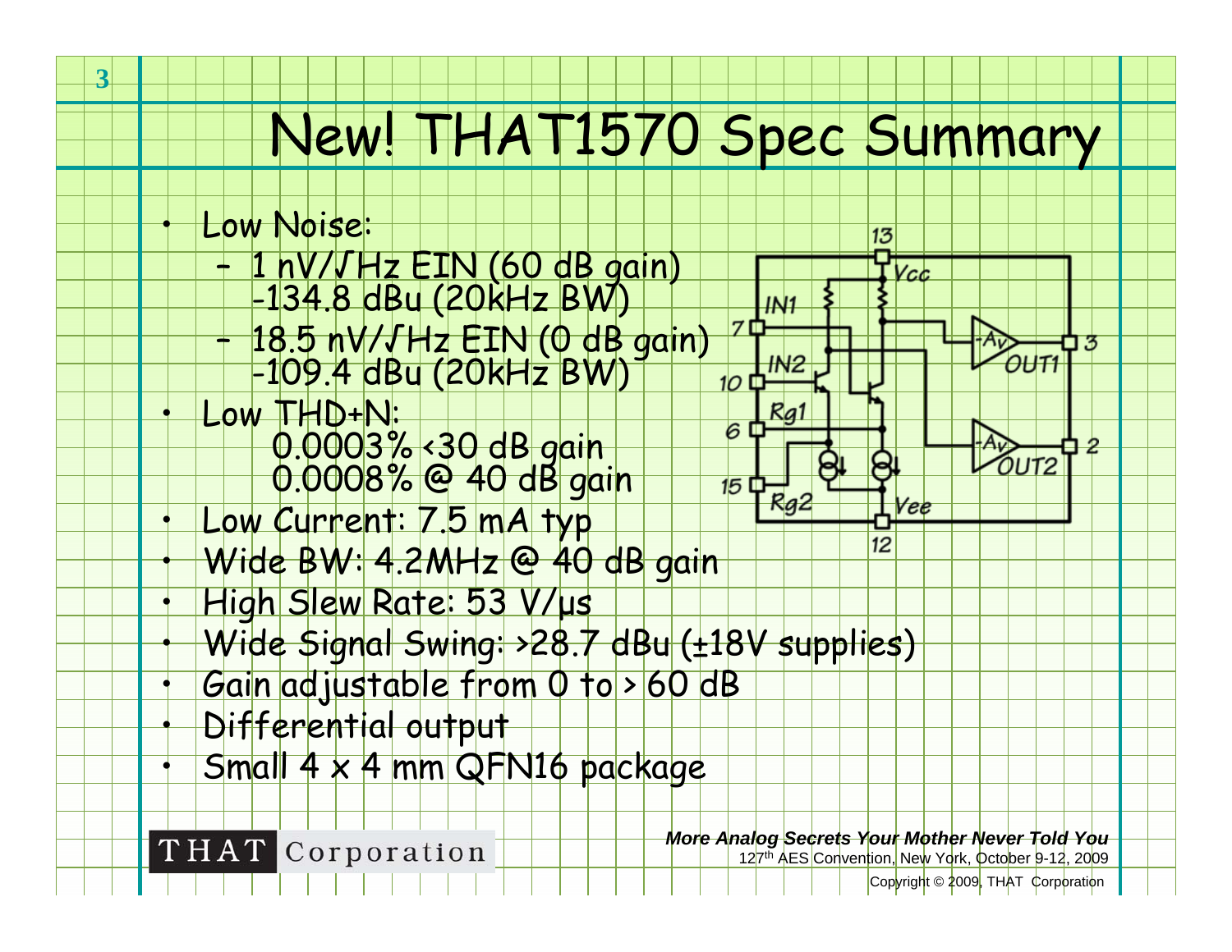# New! THAT1570 Spec Summary

- Low Noise:
  - 1 nV/√Hz EIN (60 dB gain) -134.8 dBu (20kHz BW)
  - 18.5 nV/√Hz EIN (0 dB gain) -109.4 dBu (20kHz BW)
- Low THD+N:
  - 0.0003% <30 dB gain
  - 0.0008% @ 40 dB gain
- Low Current: 7.5 mA typ
- Wide BW: 4.2MHz @ 40 dB gain
- High Slew Rate: 53 V/μs
- Wide Signal Swing: >28.7 dBu (±18V supplies)
- Gain adjustable from 0 to > 60 dB
- Differential output
- Small 4 x 4 mm QFN16 package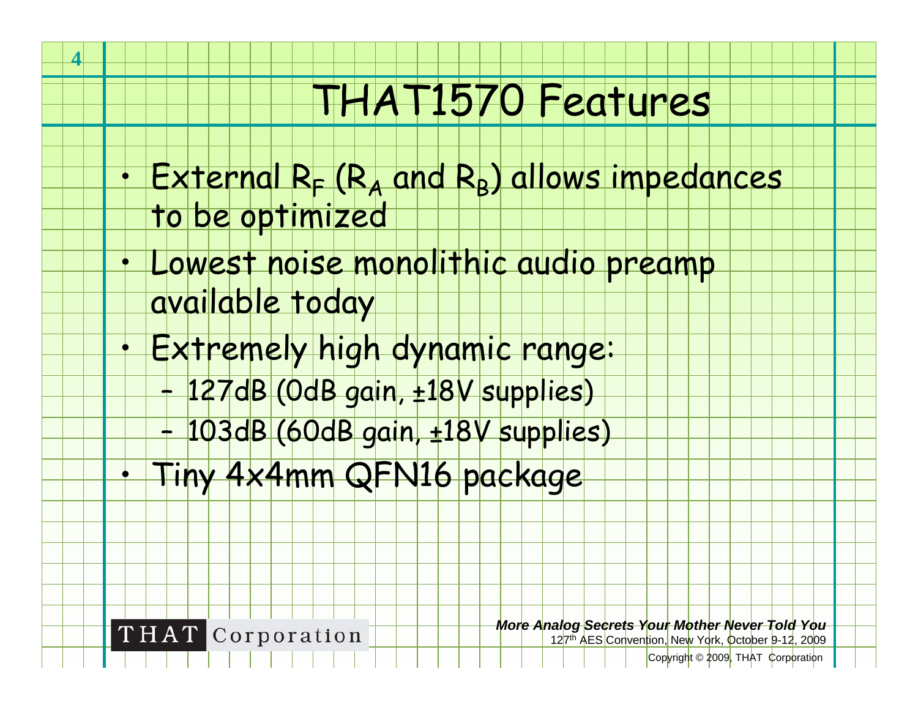# THAT1570 Features

- External $R_F$ ($R_A$ and $R_B$) allows impedances to be optimized
- Lowest noise monolithic audio preamp available today
- Extremely high dynamic range:
  - 127dB (0dB gain, ±18V supplies)
  - 103dB (60dB gain, ±18V supplies)
- Tiny 4x4mm QFN16 package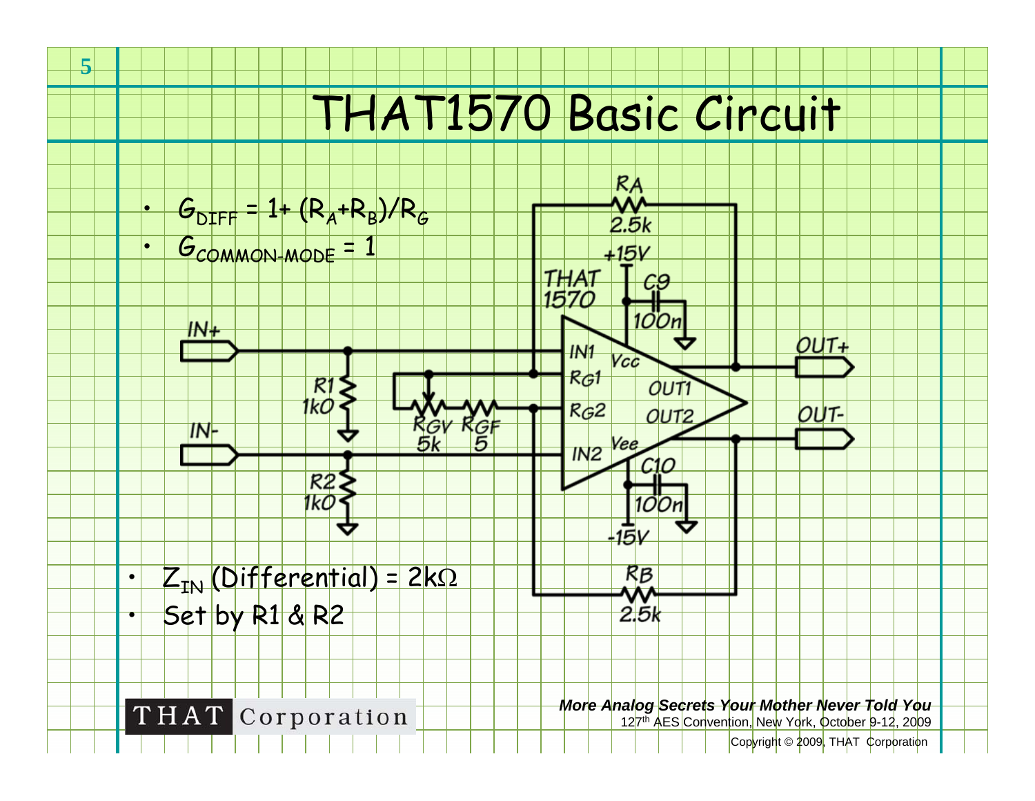# THAT1570 Basic Circuit

- $G_{DIFF} = 1 + (R_A + R_B)/R_G$
- $G_{COMMON\text{-}MODE} = 1$

- $Z_{IN}$ (Differential) = 2kΩ
- Set by R1 & R2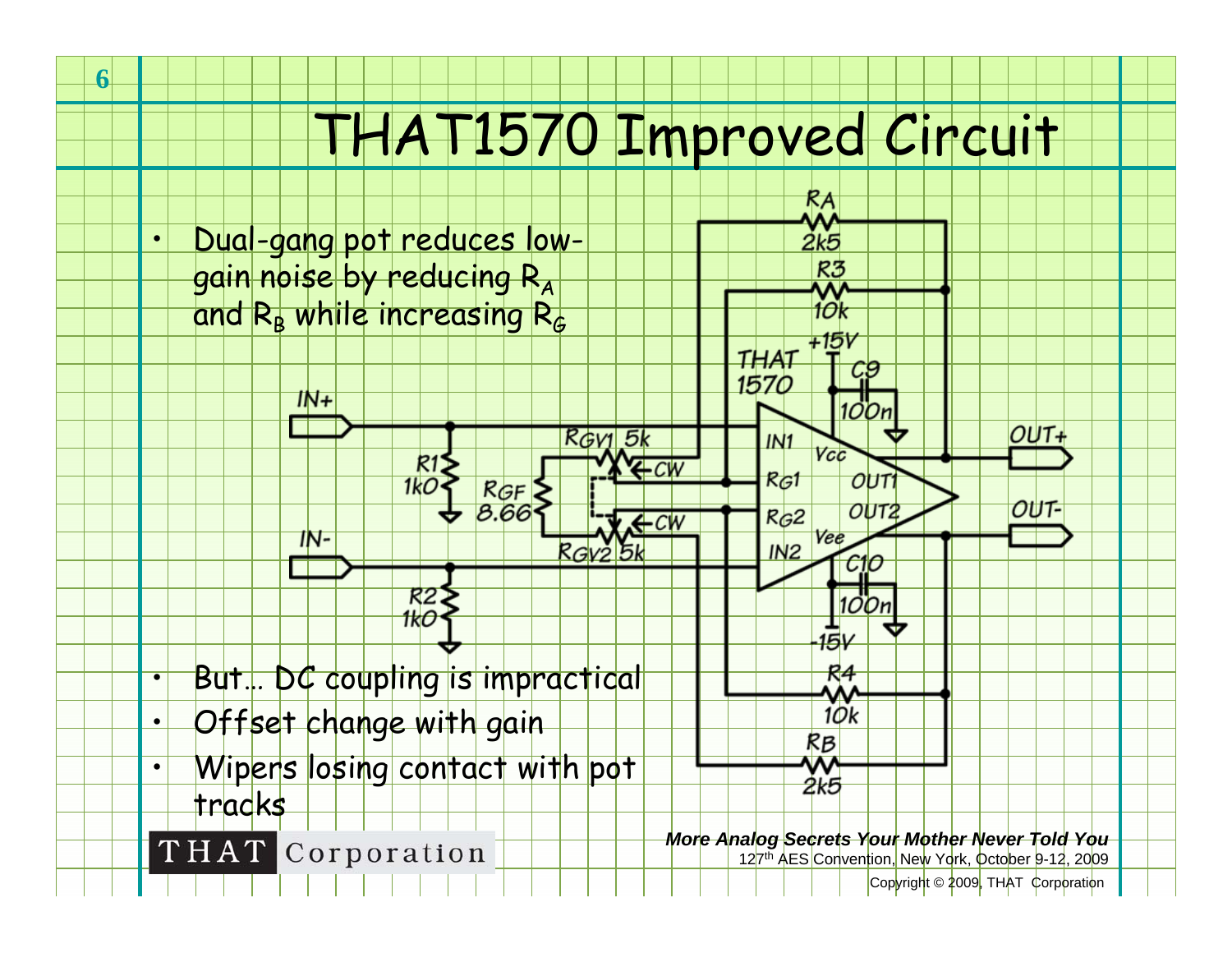# THAT1570 Improved Circuit

- Dual-gang pot reduces low-gain noise by reducing $R_A$ and $R_B$ while increasing $R_G$

- But… DC coupling is impractical
- Offset change with gain
- Wipers losing contact with pot tracks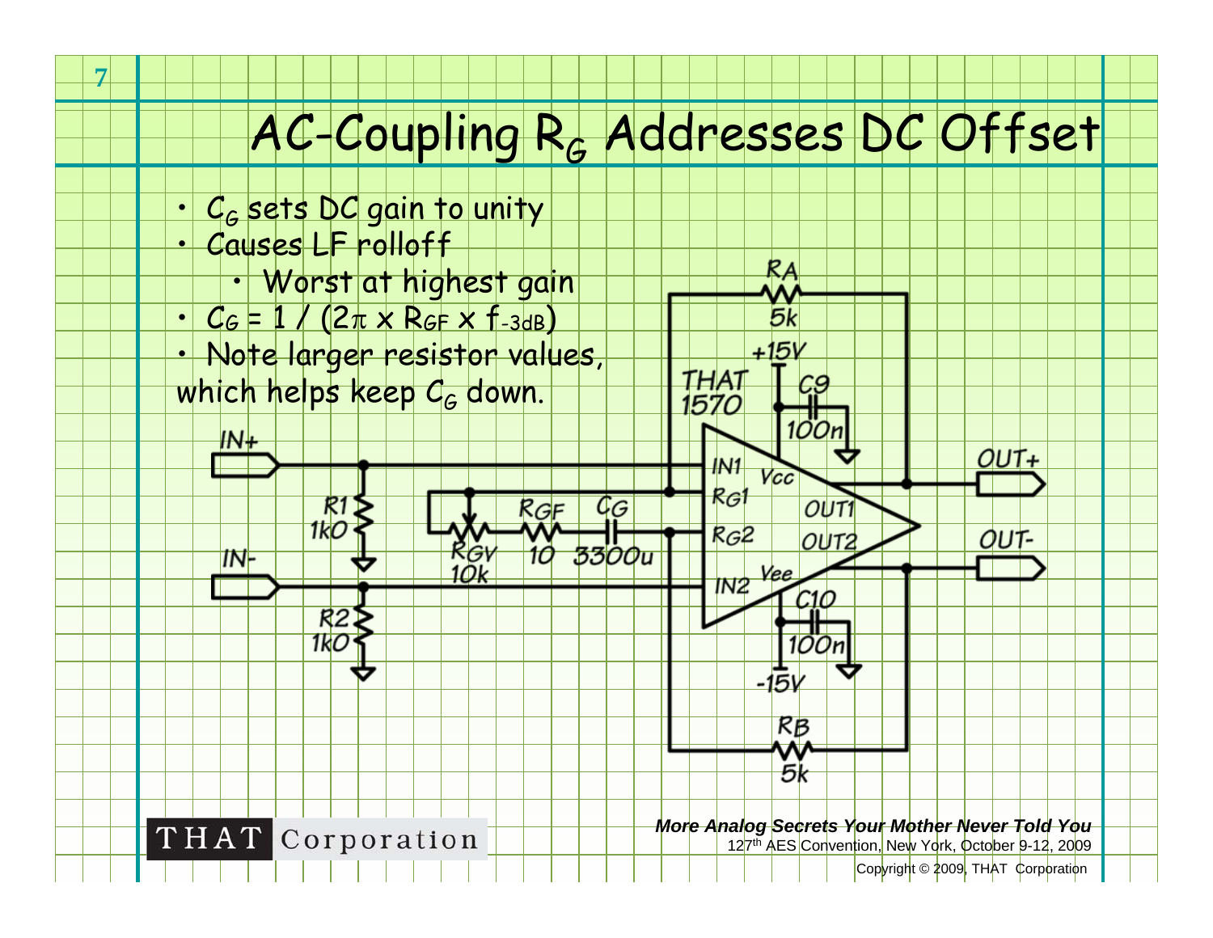# AC-Coupling $R_G$ Addresses DC Offset

- $C_G$ sets DC gain to unity
- Causes LF rolloff
  - Worst at highest gain
- $C_G = 1 / (2\pi \times R_{GF} \times f_{-3dB})$
- Note larger resistor values, which helps keep $C_G$ down.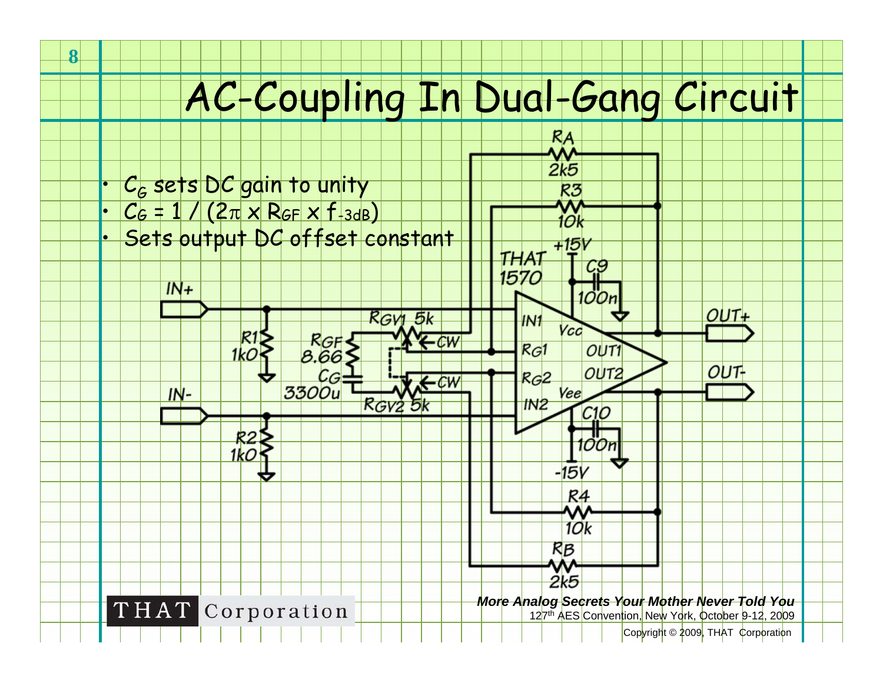# AC-Coupling In Dual-Gang Circuit

- $C_G$ sets DC gain to unity
- $C_G = 1 / (2\pi \times R_{GF} \times f_{-3dB})$
- Sets output DC offset constant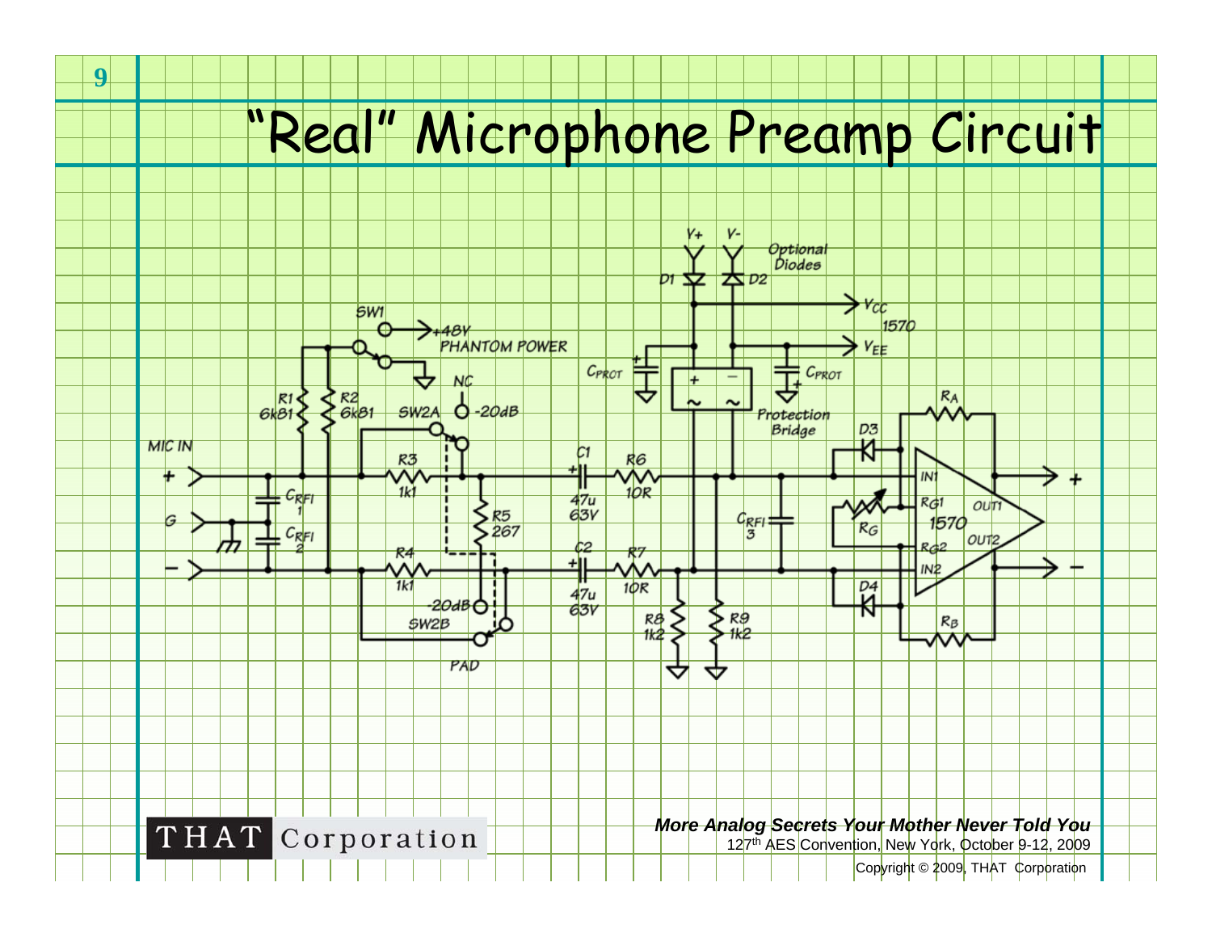# "Real" Microphone Preamp Circuit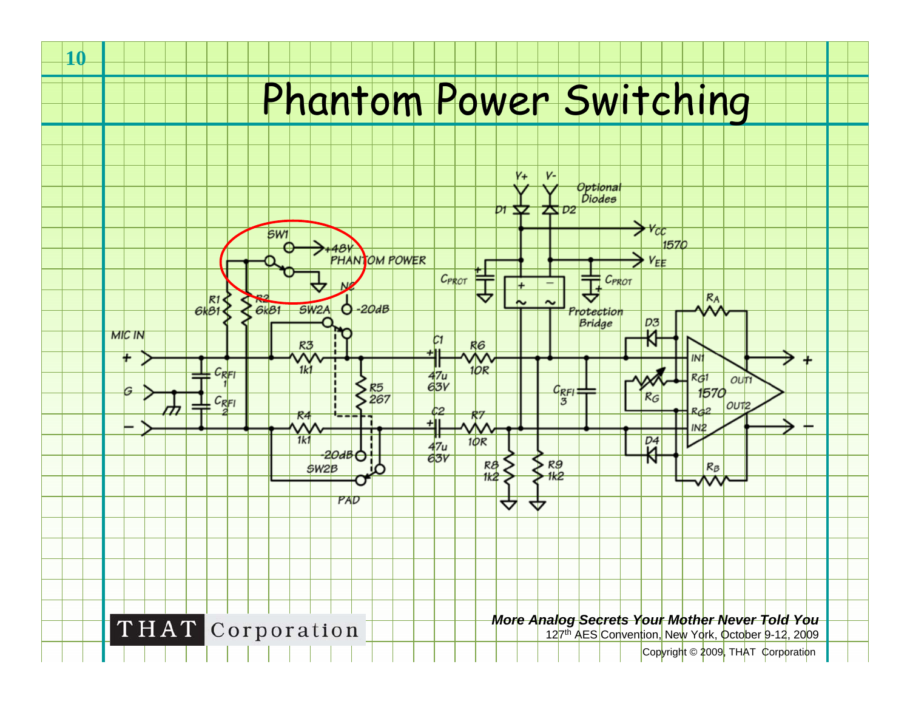# Phantom Power Switching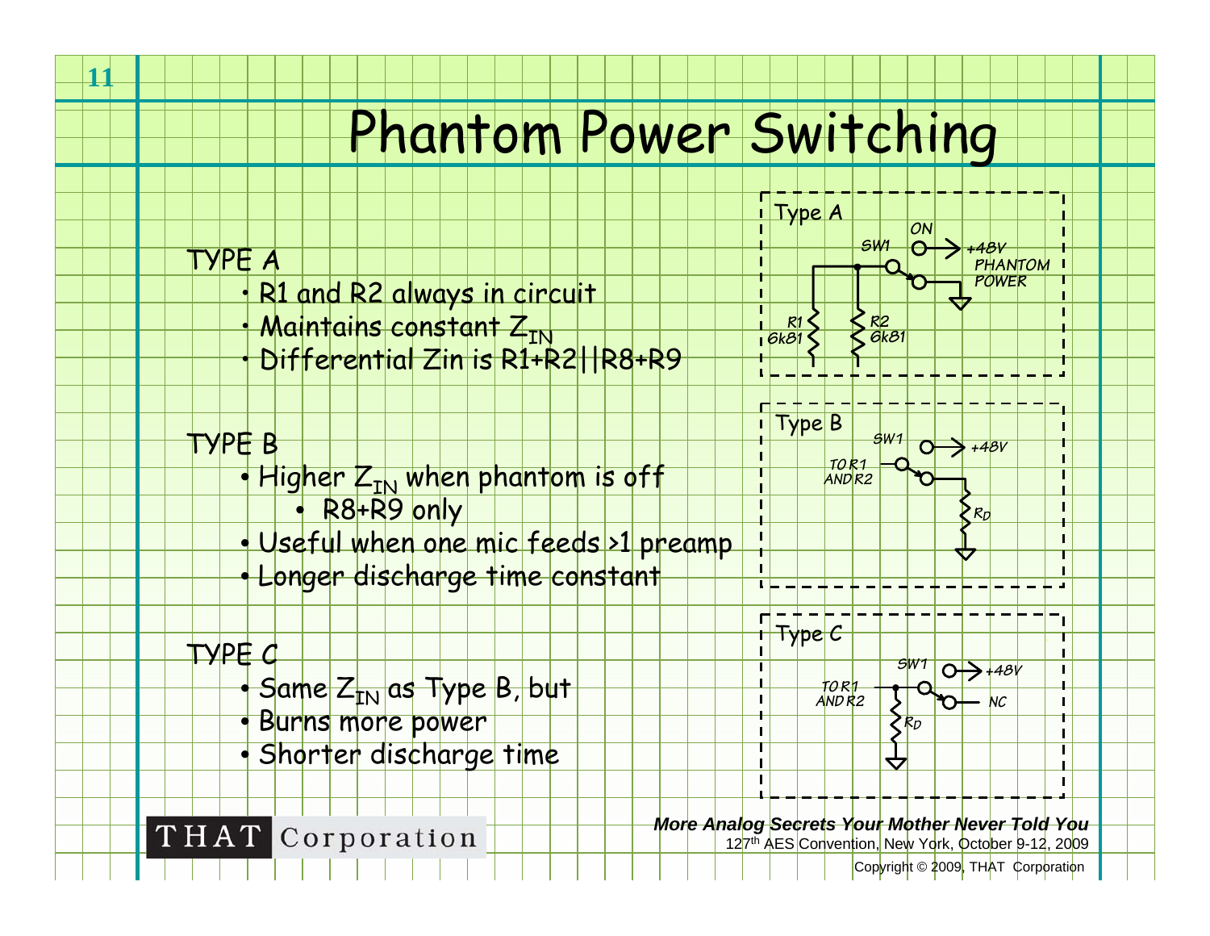# Phantom Power Switching

TYPE A

- R1 and R2 always in circuit
- Maintains constant $Z_{IN}$
- Differential Zin is R1+R2||R8+R9

TYPE B

- Higher $Z_{IN}$ when phantom is off
  - R8+R9 only
- Useful when one mic feeds >1 preamp
- Longer discharge time constant

TYPE C

- Same $Z_{IN}$ as Type B, but
- Burns more power
- Shorter discharge time

Type A: SW1, ON, +48V PHANTOM POWER, R1 6k81, R2 6k81

Type B: SW1, +48V, TO R1 AND R2, $R_D$

Type C: SW1, +48V, TO R1 AND R2, NC, $R_D$

THAT Corporation

*More Analog Secrets Your Mother Never Told You*
127th AES Convention, New York, October 9-12, 2009

Copyright © 2009, THAT Corporation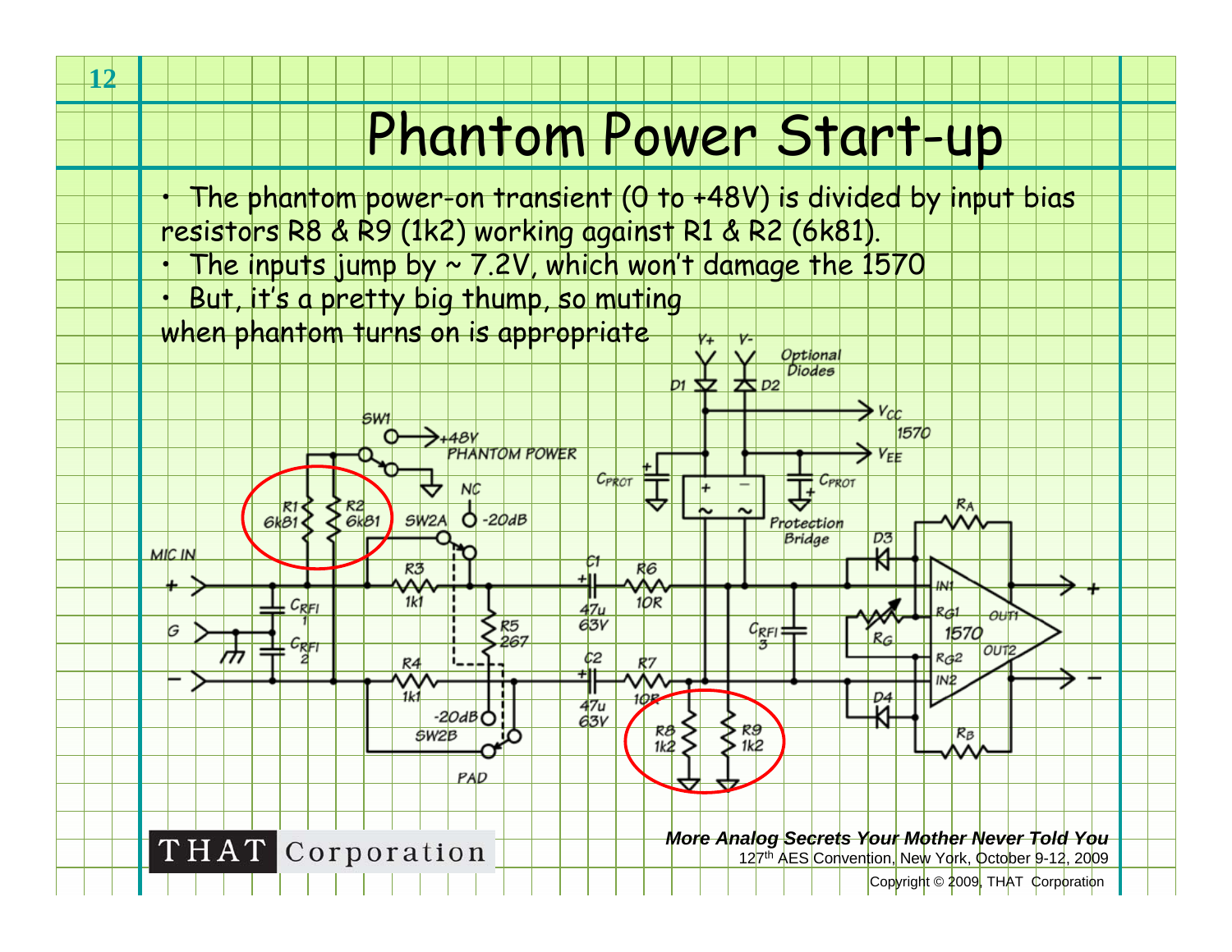# Phantom Power Start-up

- The phantom power-on transient (0 to +48V) is divided by input bias resistors R8 & R9 (1k2) working against R1 & R2 (6k81).
- The inputs jump by ~ 7.2V, which won't damage the 1570
- But, it's a pretty big thump, so muting when phantom turns on is appropriate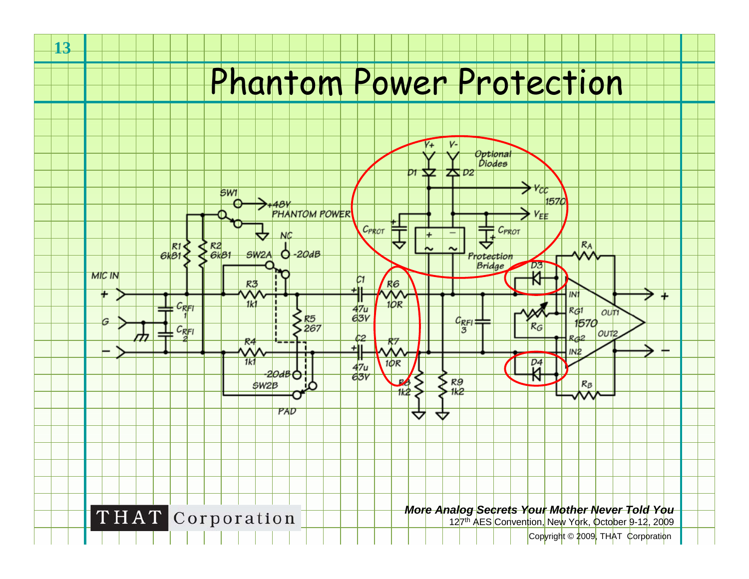# Phantom Power Protection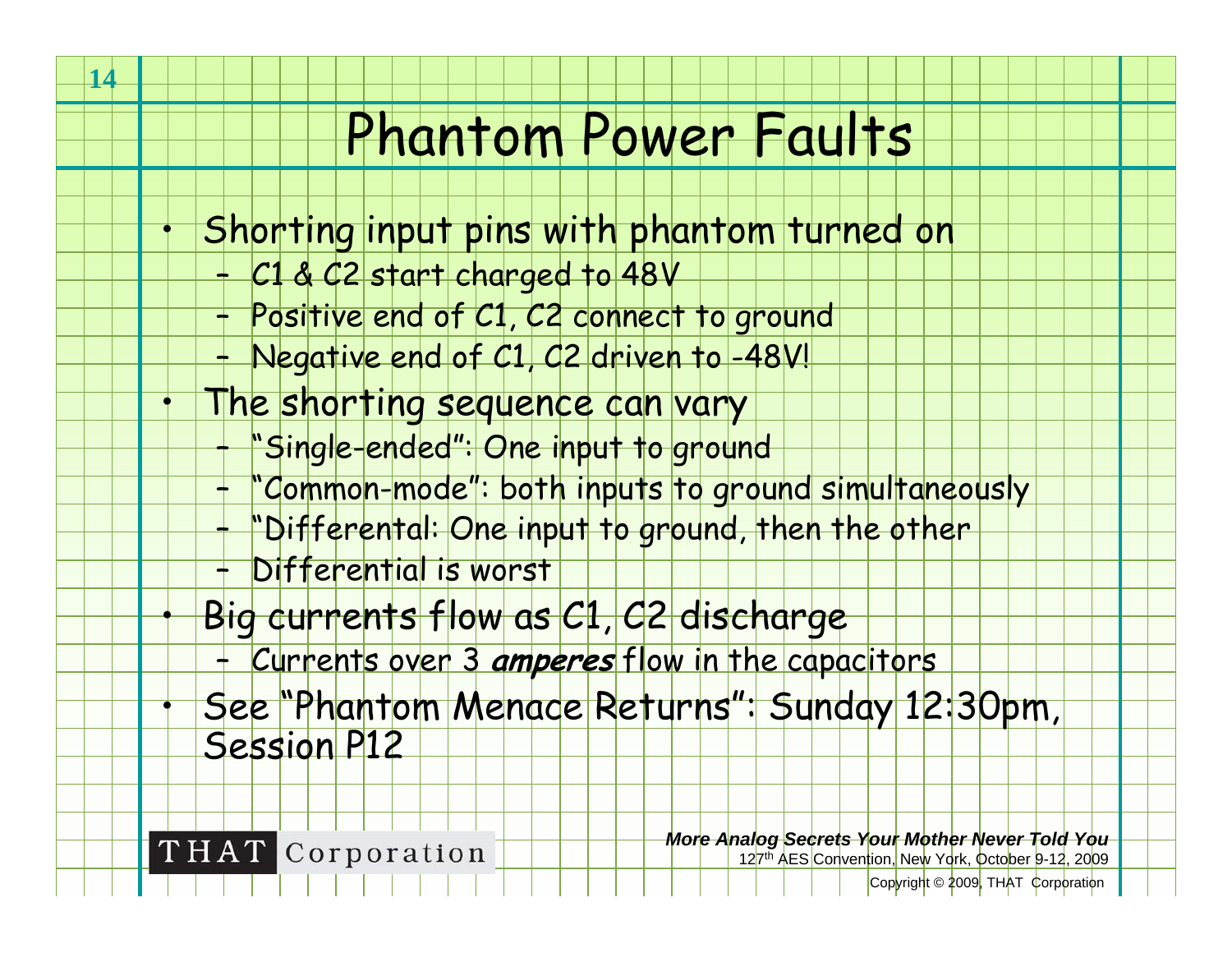# Phantom Power Faults

- Shorting input pins with phantom turned on
  - C1 & C2 start charged to 48V
  - Positive end of C1, C2 connect to ground
  - Negative end of C1, C2 driven to -48V!
- The shorting sequence can vary
  - "Single-ended": One input to ground
  - "Common-mode": both inputs to ground simultaneously
  - "Differental: One input to ground, then the other
  - Differential is worst
- Big currents flow as C1, C2 discharge
  - Currents over 3 ***amperes*** flow in the capacitors
- See "Phantom Menace Returns": Sunday 12:30pm, Session P12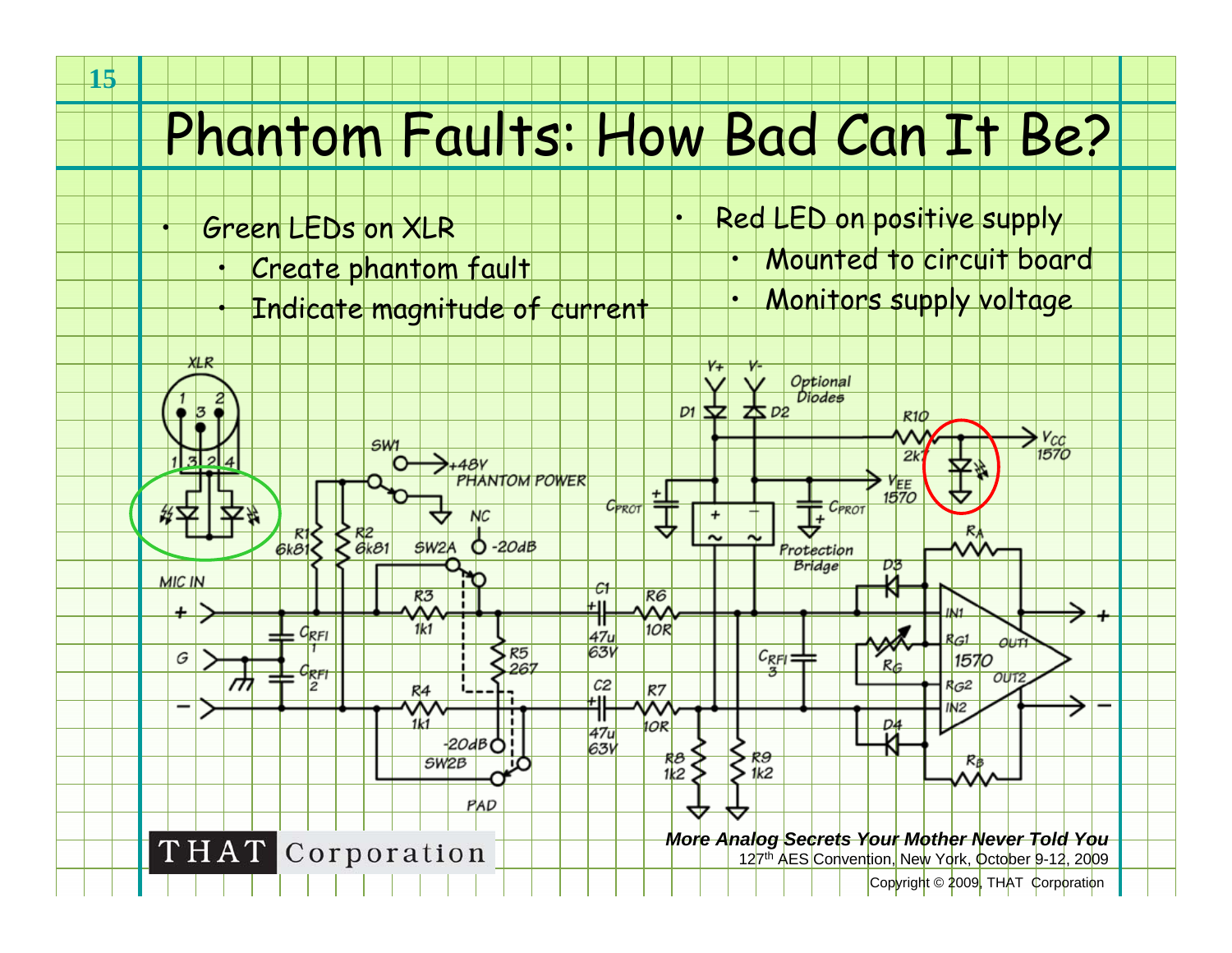# Phantom Faults: How Bad Can It Be?

- Green LEDs on XLR
  - Create phantom fault
  - Indicate magnitude of current
- Red LED on positive supply
  - Mounted to circuit board
  - Monitors supply voltage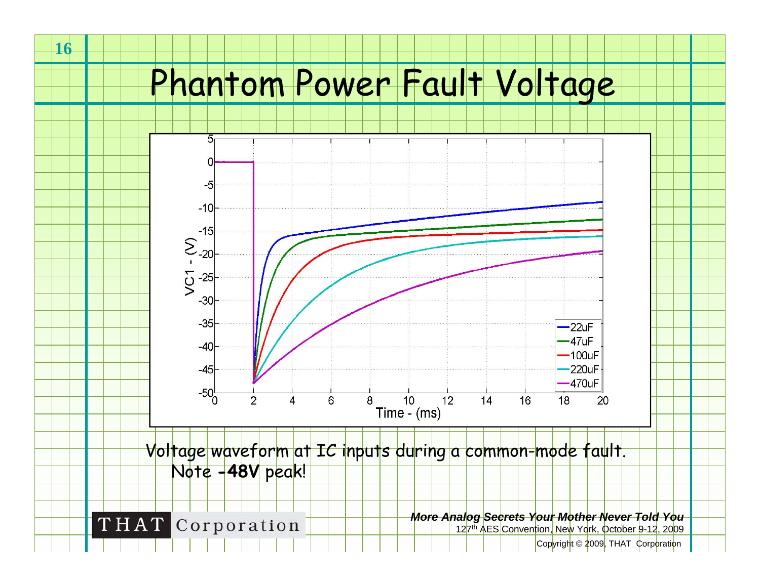# Phantom Power Fault Voltage

Voltage waveform at IC inputs during a common-mode fault.
Note **-48V** peak!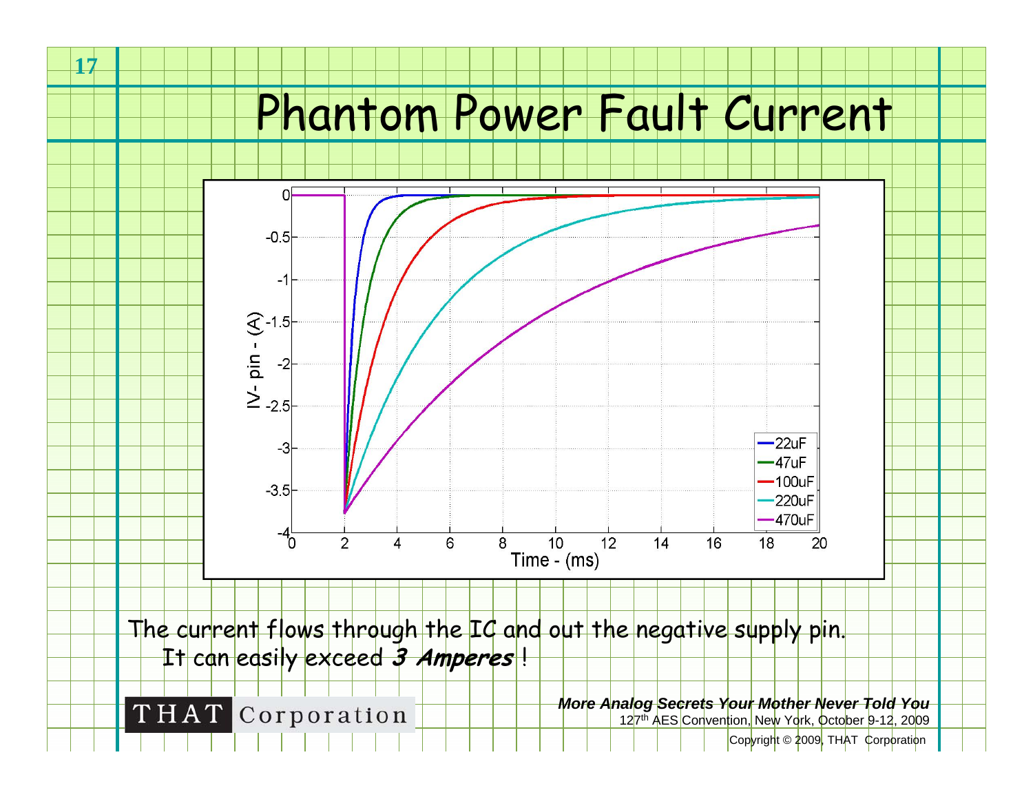# Phantom Power Fault Current

The current flows through the IC and out the negative supply pin. It can easily exceed ***3 Amperes*** !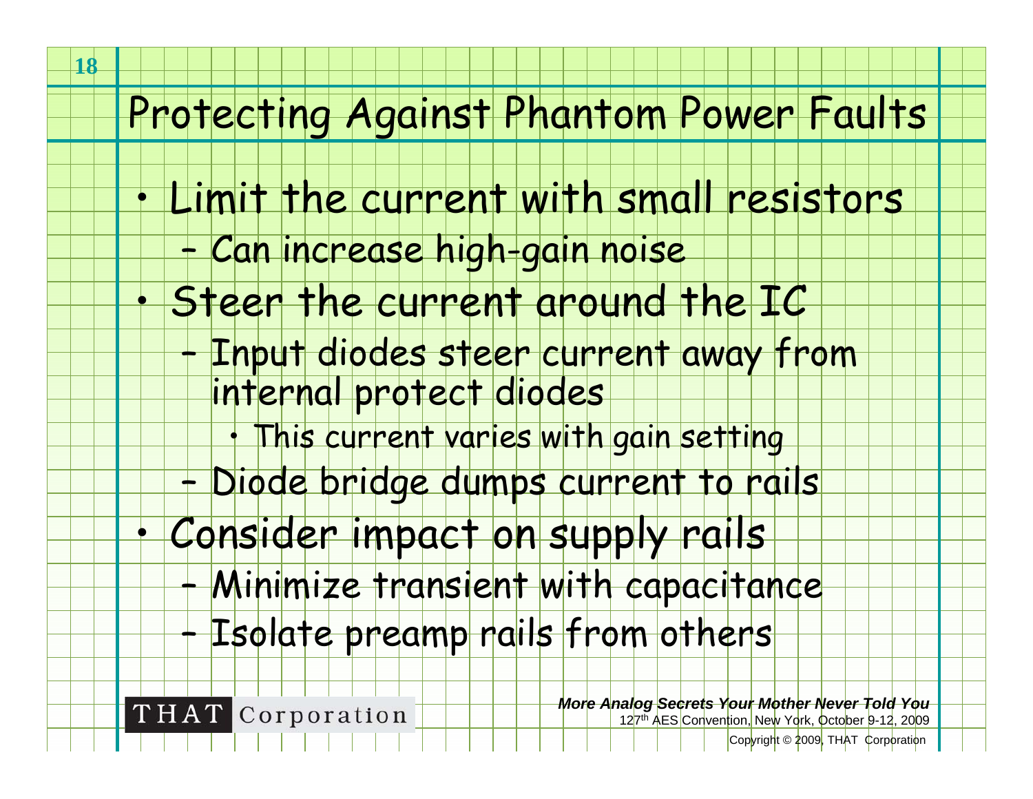# Protecting Against Phantom Power Faults

- Limit the current with small resistors
  - Can increase high-gain noise
- Steer the current around the IC
  - Input diodes steer current away from internal protect diodes
    - This current varies with gain setting
  - Diode bridge dumps current to rails
- Consider impact on supply rails
  - Minimize transient with capacitance
  - Isolate preamp rails from others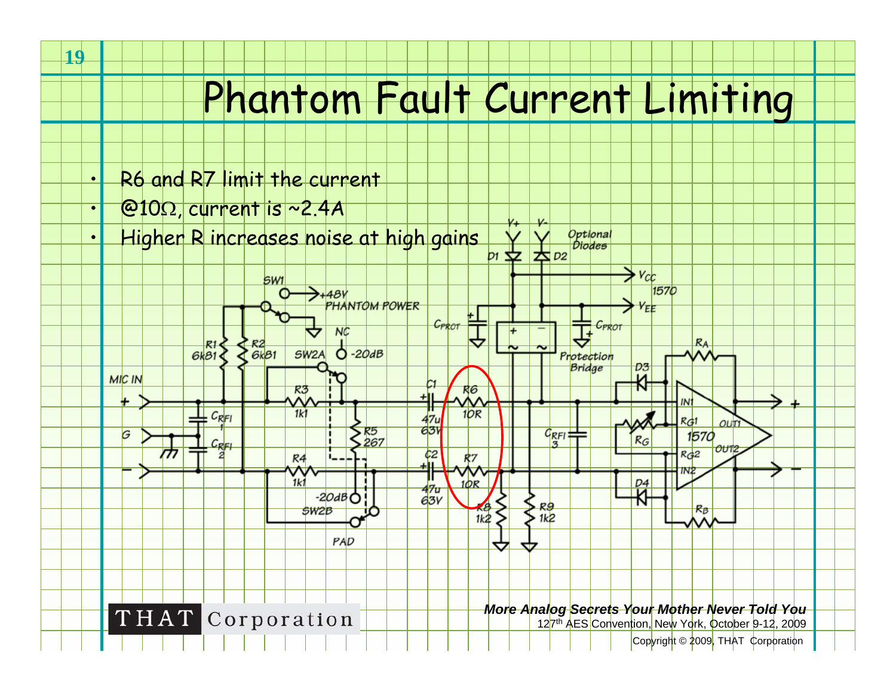# Phantom Fault Current Limiting

- R6 and R7 limit the current
- @10Ω, current is ~2.4A
- Higher R increases noise at high gains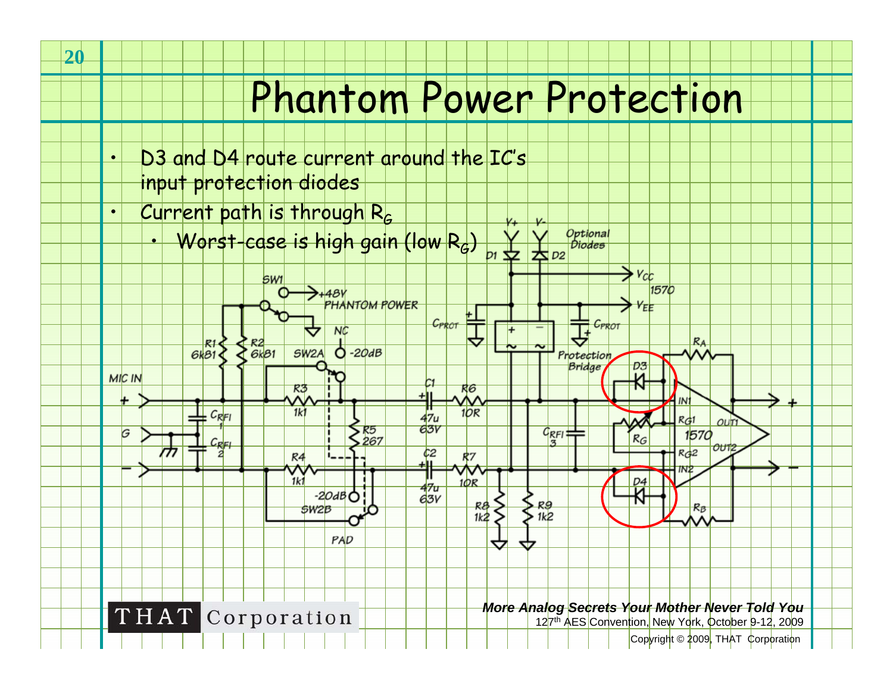# Phantom Power Protection

- D3 and D4 route current around the IC's input protection diodes
- Current path is through $R_G$
  - Worst-case is high gain (low $R_G$)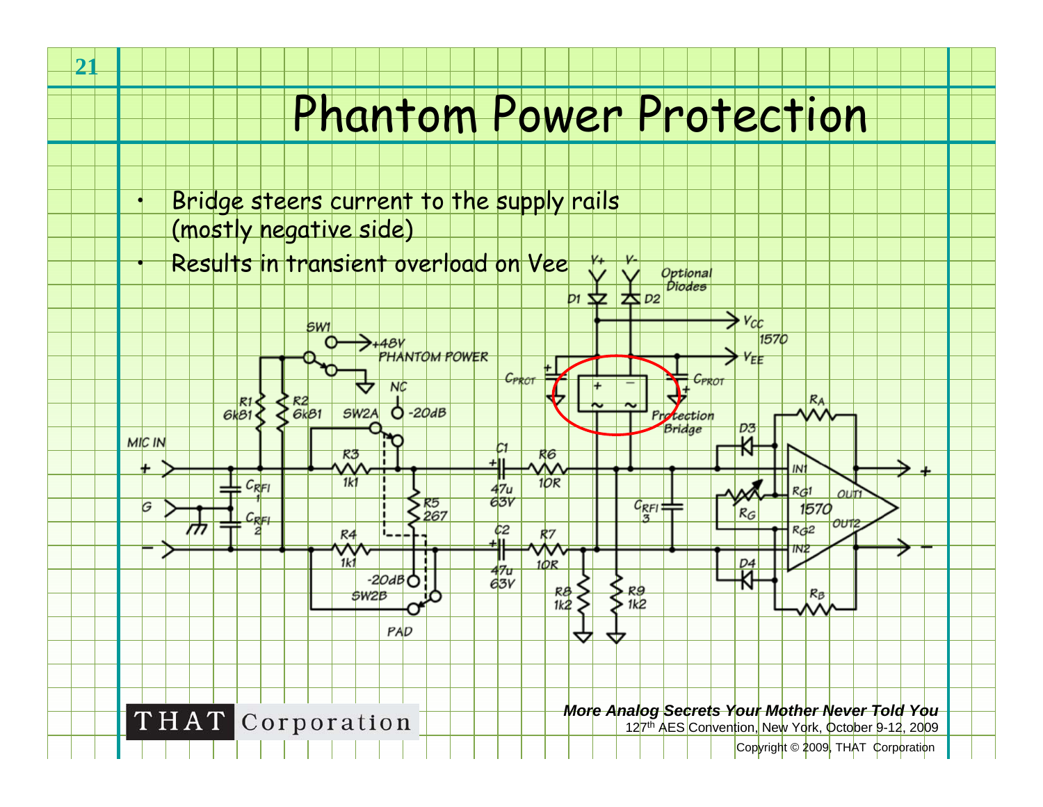# Phantom Power Protection

- Bridge steers current to the supply rails (mostly negative side)
- Results in transient overload on Vee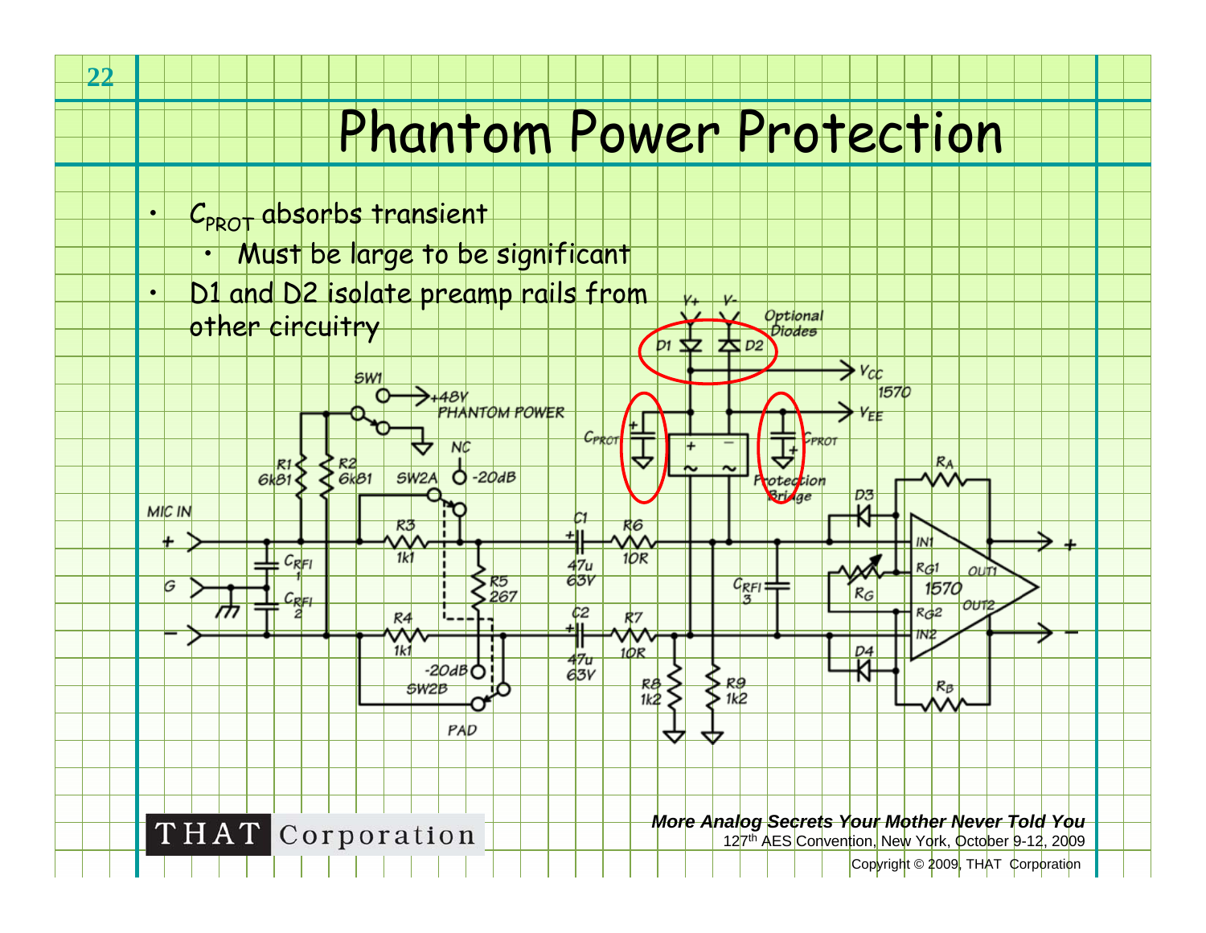# Phantom Power Protection

- $C_{PROT}$ absorbs transient
  - Must be large to be significant
- D1 and D2 isolate preamp rails from other circuitry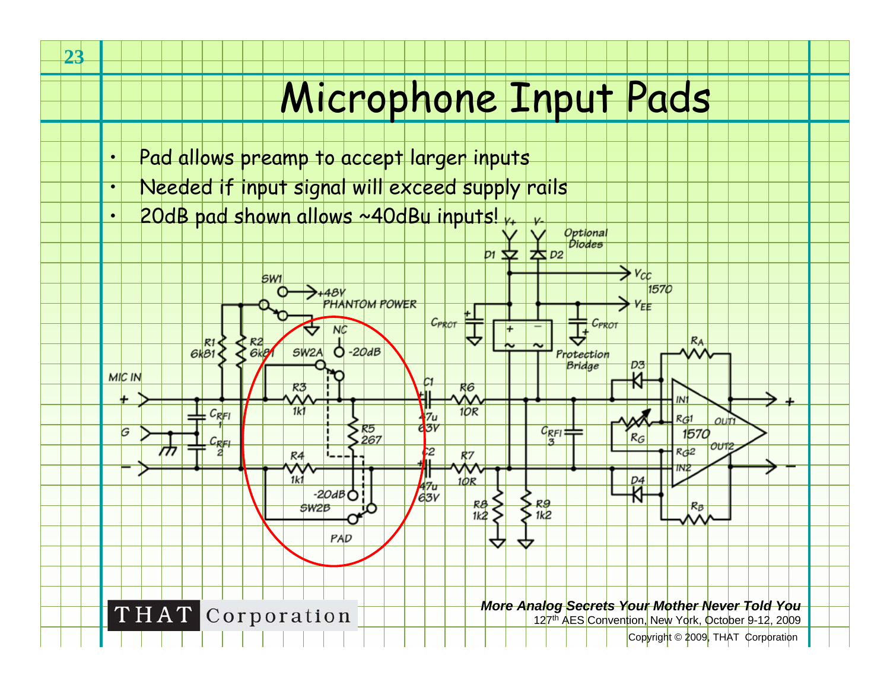# Microphone Input Pads

- Pad allows preamp to accept larger inputs
- Needed if input signal will exceed supply rails
- 20dB pad shown allows ~40dBu inputs!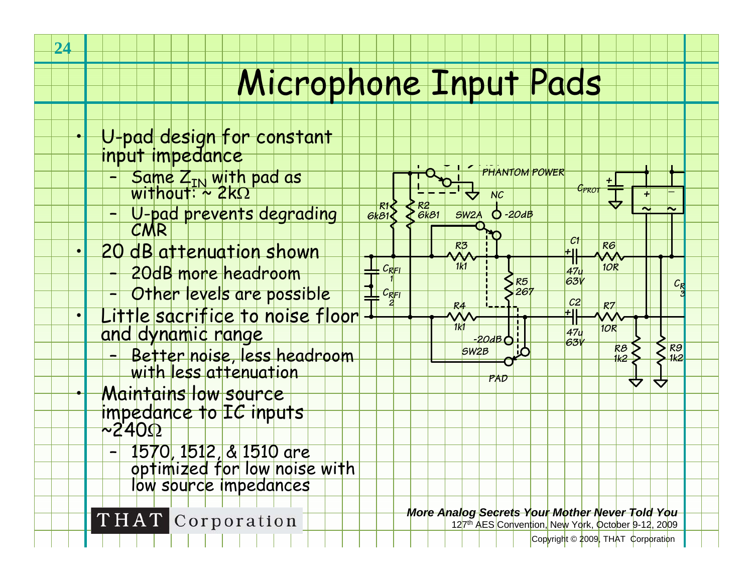# Microphone Input Pads

- U-pad design for constant input impedance
  - Same $Z_{IN}$ with pad as without: ~ 2kΩ
  - U-pad prevents degrading CMR
- 20 dB attenuation shown
  - 20dB more headroom
  - Other levels are possible
- Little sacrifice to noise floor and dynamic range
  - Better noise, less headroom with less attenuation
- Maintains low source impedance to IC inputs ~240Ω
  - 1570, 1512, & 1510 are optimized for low noise with low source impedances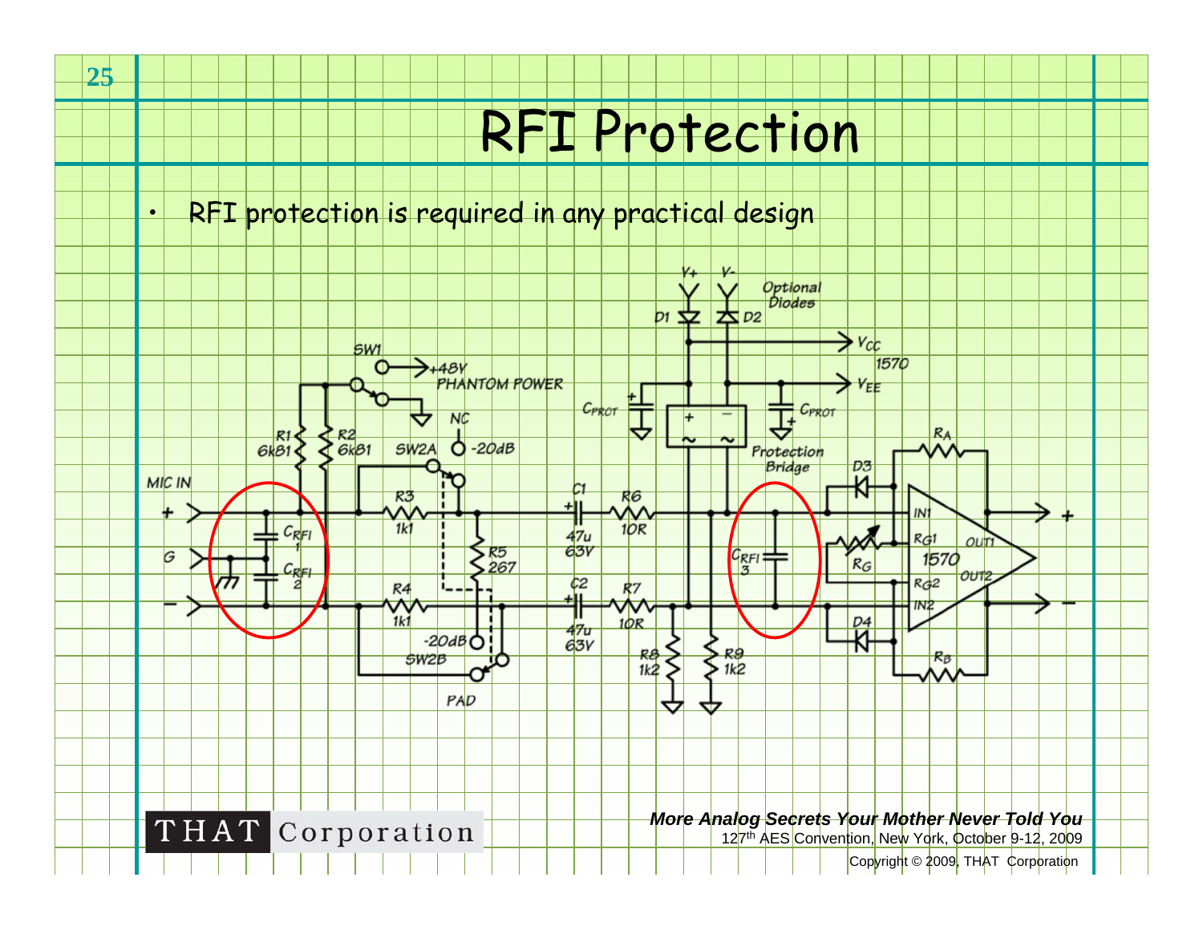# RFI Protection

- RFI protection is required in any practical design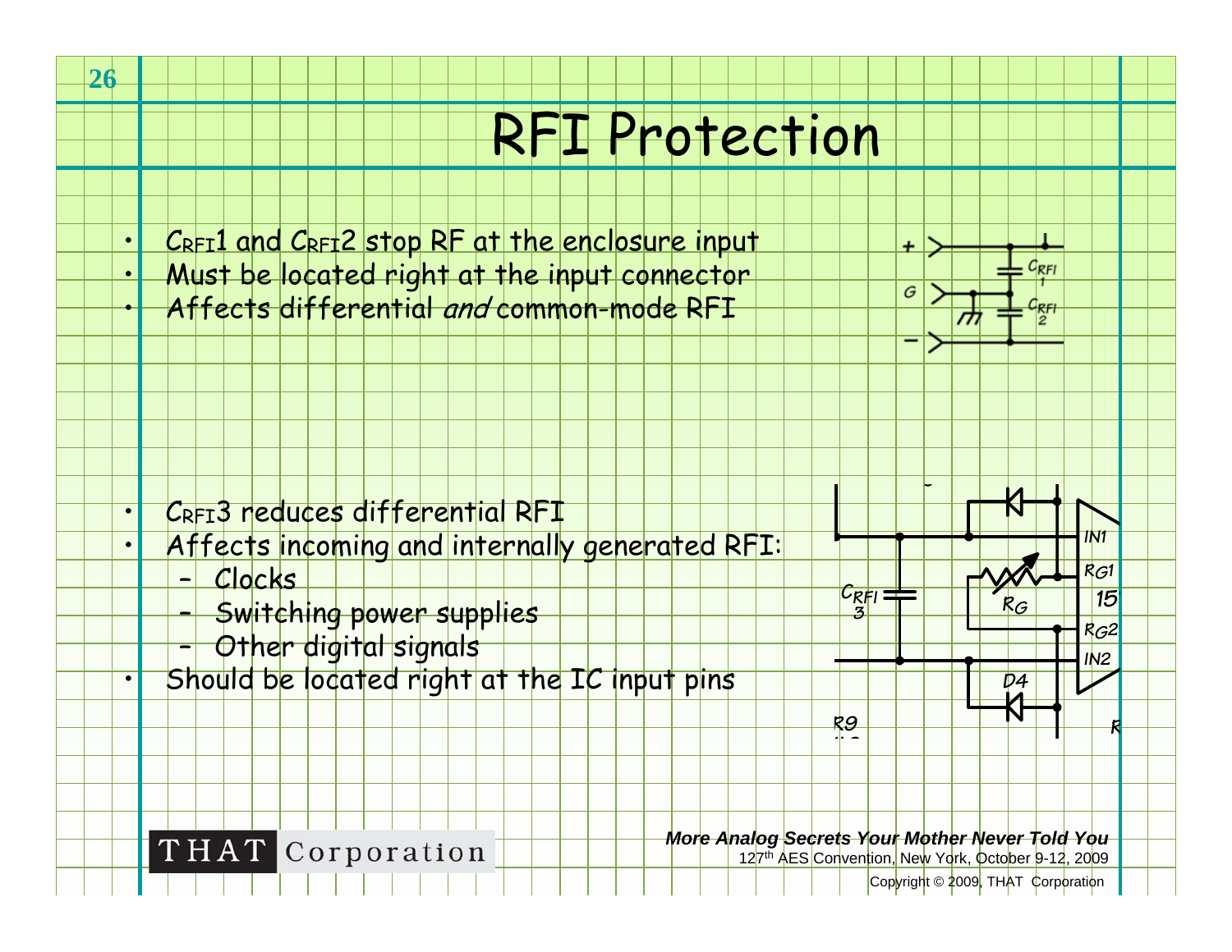# RFI Protection

- $C_{RFI}1$ and $C_{RFI}2$ stop RF at the enclosure input
- Must be located right at the input connector
- Affects differential *and* common-mode RFI

- $C_{RFI}3$ reduces differential RFI
- Affects incoming and internally generated RFI:
  - Clocks
  - Switching power supplies
  - Other digital signals
- Should be located right at the IC input pins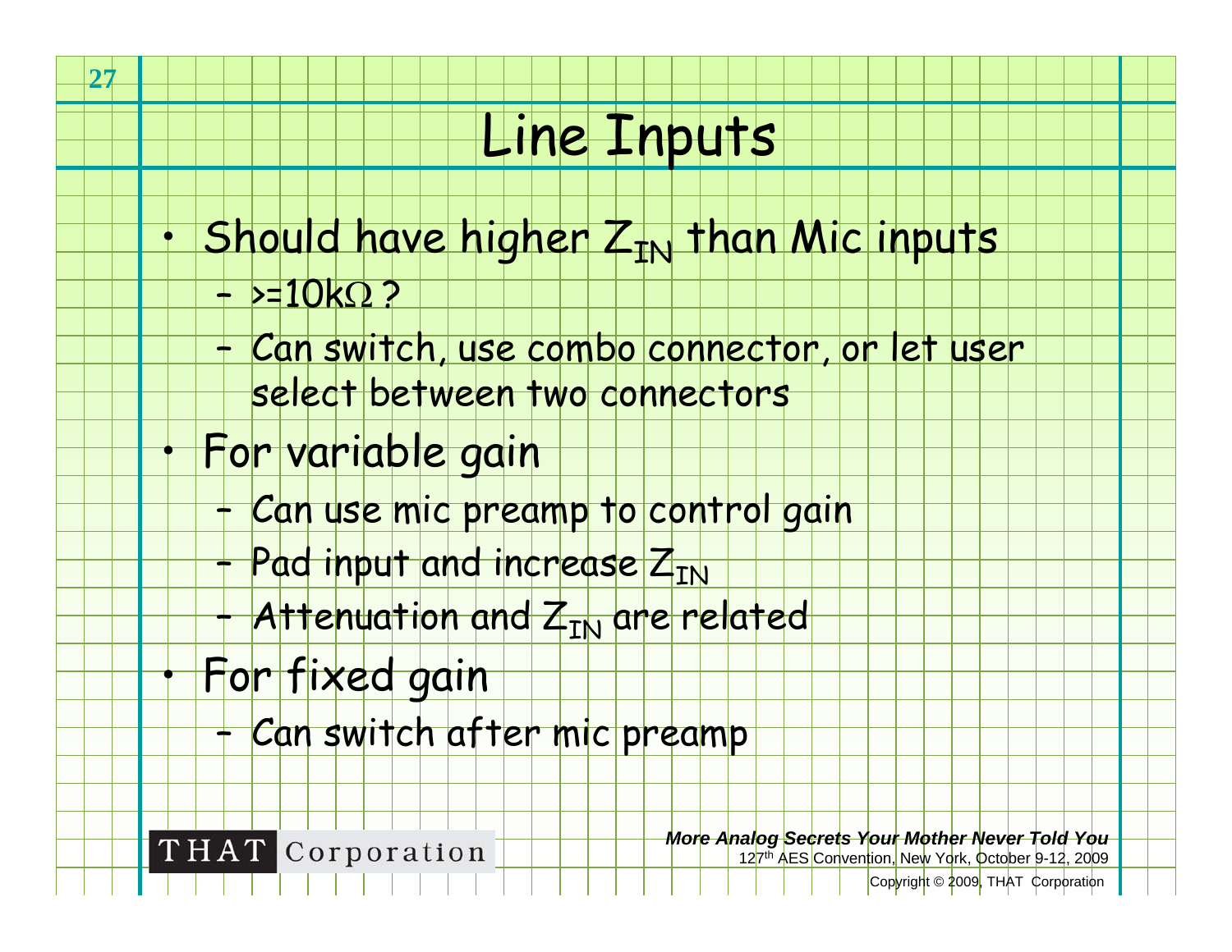# Line Inputs

- Should have higher $Z_{IN}$ than Mic inputs
  - >=10kΩ ?
  - Can switch, use combo connector, or let user select between two connectors
- For variable gain
  - Can use mic preamp to control gain
  - Pad input and increase $Z_{IN}$
  - Attenuation and $Z_{IN}$ are related
- For fixed gain
  - Can switch after mic preamp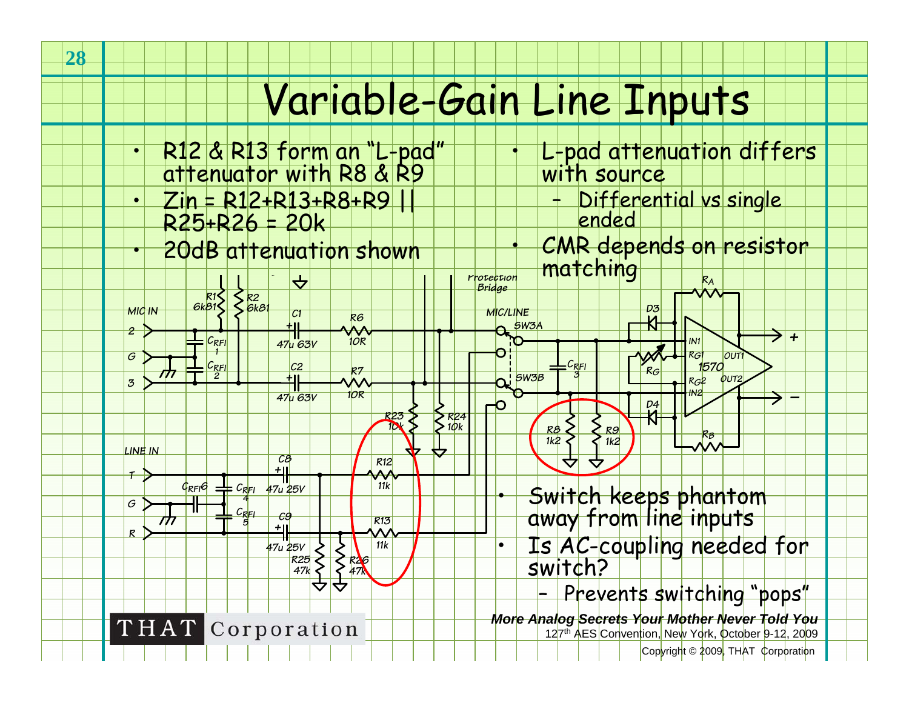# Variable-Gain Line Inputs

- R12 & R13 form an "L-pad" attenuator with R8 & R9
- Zin = R12+R13+R8+R9 || R25+R26 = 20k
- 20dB attenuation shown

- L-pad attenuation differs with source
  - Differential vs single ended
- CMR depends on resistor matching

- Switch keeps phantom away from line inputs
- Is AC-coupling needed for switch?
  - Prevents switching "pops"

*More Analog Secrets Your Mother Never Told You*
127th AES Convention, New York, October 9-12, 2009

Copyright © 2009, THAT Corporation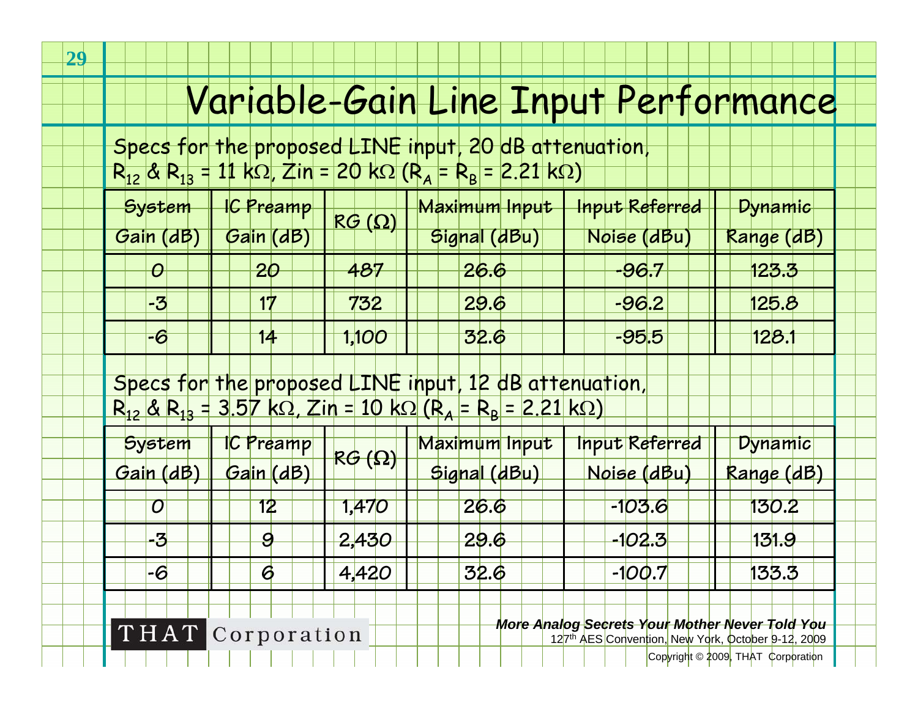# Variable-Gain Line Input Performance

Specs for the proposed LINE input, 20 dB attenuation, $R_{12}$ & $R_{13}$ = 11 kΩ, Zin = 20 kΩ ($R_A$ = $R_B$ = 2.21 kΩ)

| System Gain (dB) | IC Preamp Gain (dB) | RG (Ω) | Maximum Input Signal (dBu) | Input Referred Noise (dBu) | Dynamic Range (dB) |
|---|---|---|---|---|---|
| 0 | 20 | 487 | 26.6 | -96.7 | 123.3 |
| -3 | 17 | 732 | 29.6 | -96.2 | 125.8 |
| -6 | 14 | 1,100 | 32.6 | -95.5 | 128.1 |

Specs for the proposed LINE input, 12 dB attenuation, $R_{12}$ & $R_{13}$ = 3.57 kΩ, Zin = 10 kΩ ($R_A$ = $R_B$ = 2.21 kΩ)

| System Gain (dB) | IC Preamp Gain (dB) | RG (Ω) | Maximum Input Signal (dBu) | Input Referred Noise (dBu) | Dynamic Range (dB) |
|---|---|---|---|---|---|
| 0 | 12 | 1,470 | 26.6 | -103.6 | 130.2 |
| -3 | 9 | 2,430 | 29.6 | -102.3 | 131.9 |
| -6 | 6 | 4,420 | 32.6 | -100.7 | 133.3 |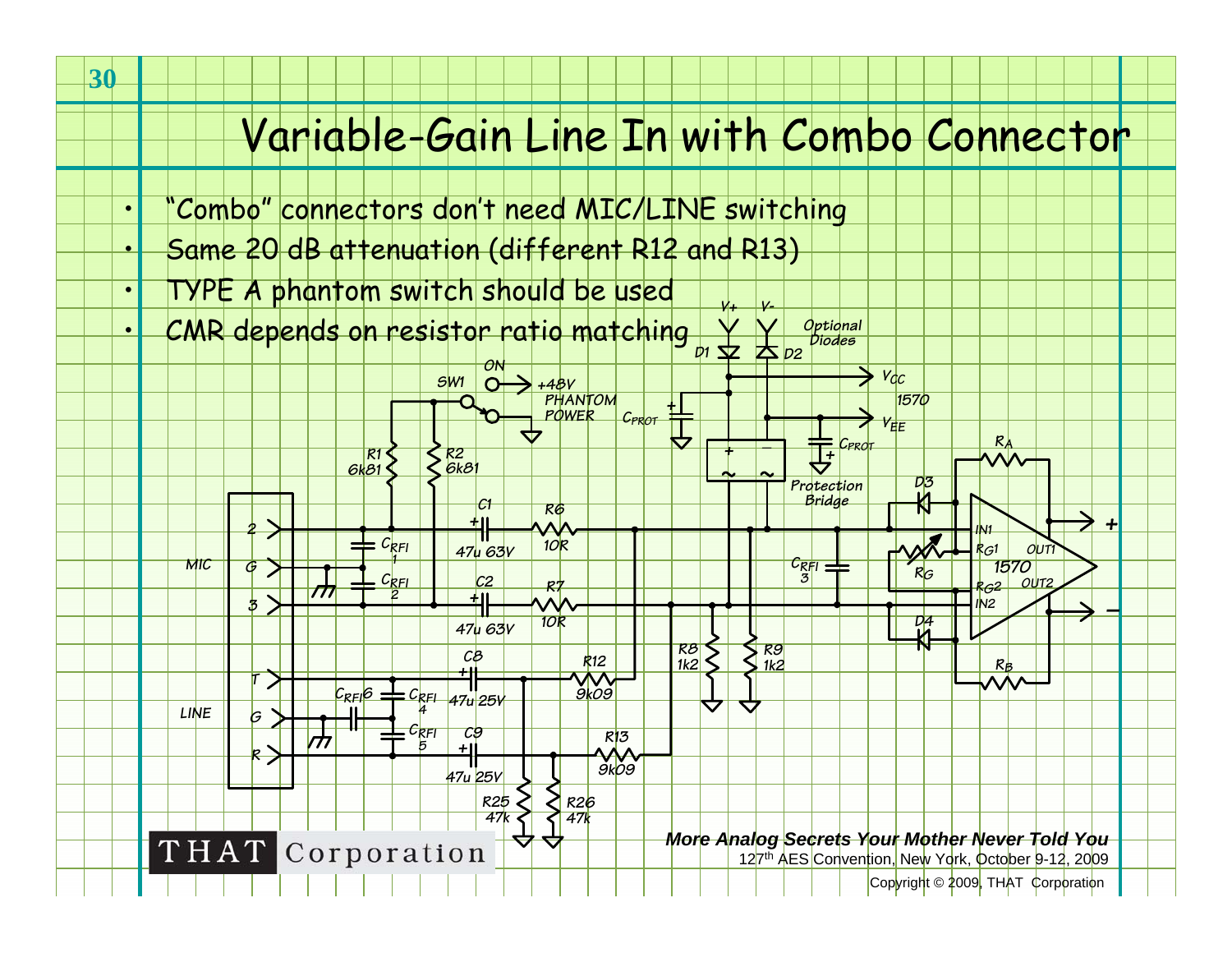# Variable-Gain Line In with Combo Connector

- "Combo" connectors don't need MIC/LINE switching
- Same 20 dB attenuation (different R12 and R13)
- TYPE A phantom switch should be used
- CMR depends on resistor ratio matching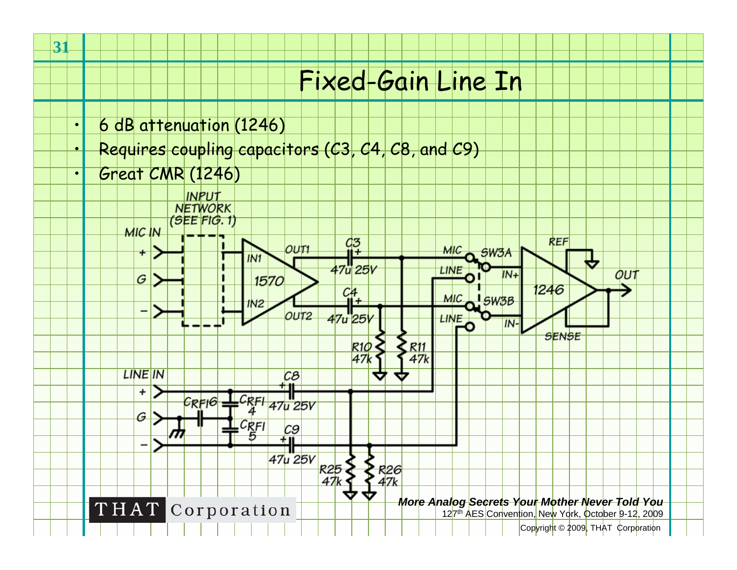# Fixed-Gain Line In

- 6 dB attenuation (1246)
- Requires coupling capacitors (C3, C4, C8, and C9)
- Great CMR (1246)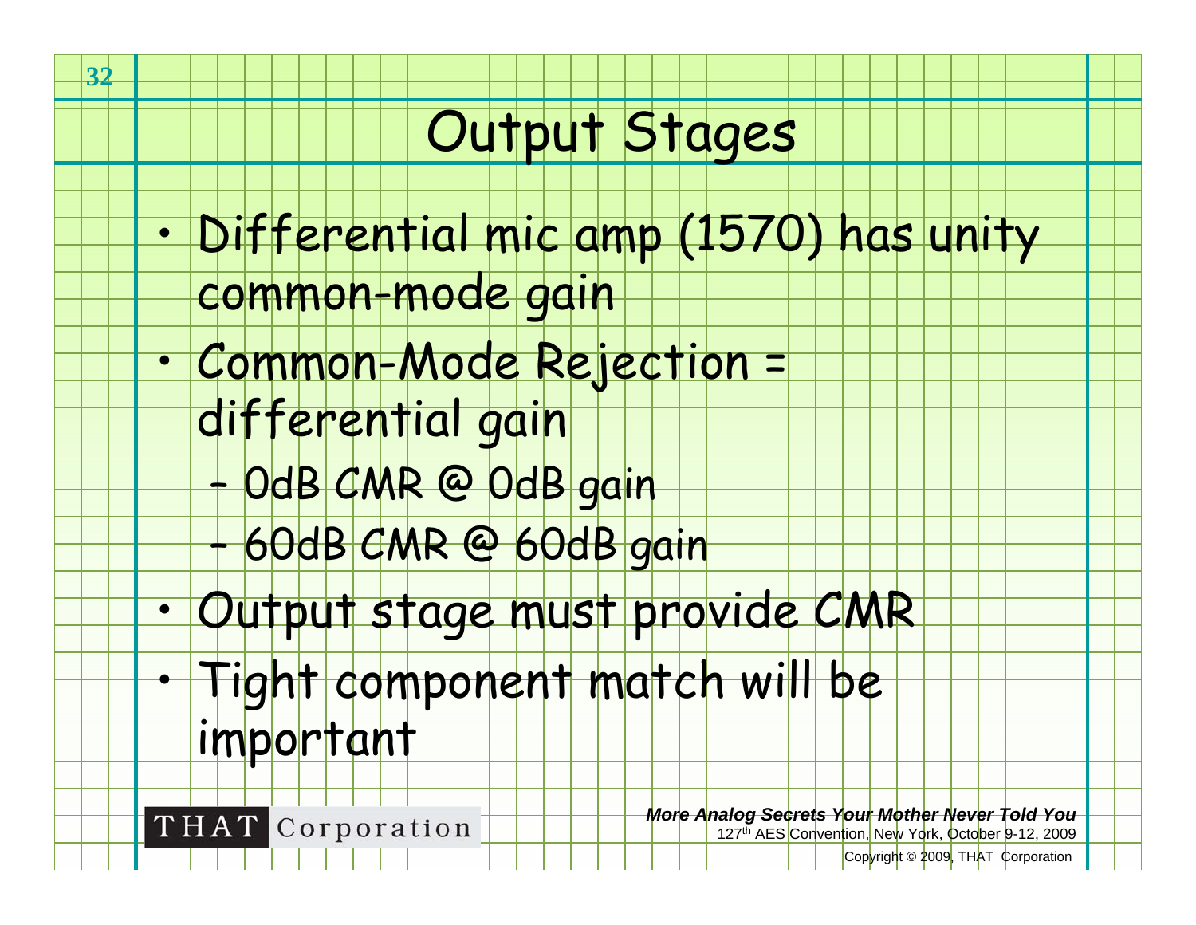# Output Stages

- Differential mic amp (1570) has unity common-mode gain
- Common-Mode Rejection = differential gain
  - 0dB CMR @ 0dB gain
  - 60dB CMR @ 60dB gain
- Output stage must provide CMR
- Tight component match will be important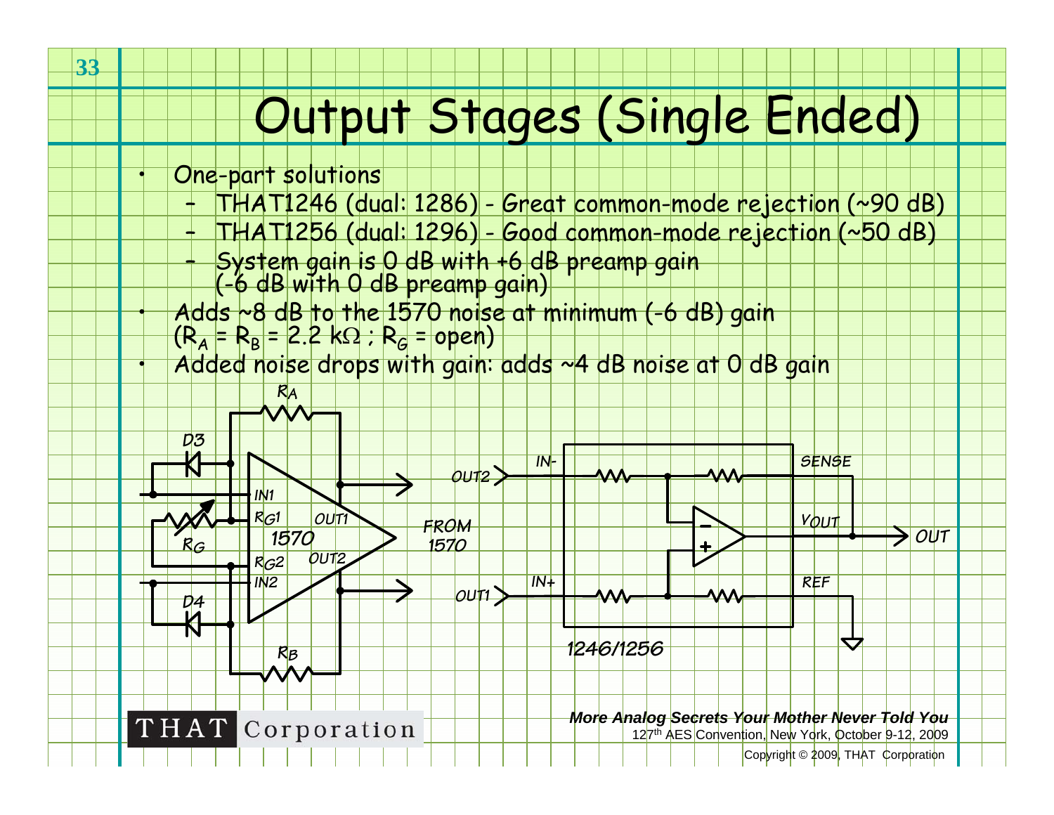# Output Stages (Single Ended)

- One-part solutions
  - THAT1246 (dual: 1286) - Great common-mode rejection (~90 dB)
  - THAT1256 (dual: 1296) - Good common-mode rejection (~50 dB)
  - System gain is 0 dB with +6 dB preamp gain (-6 dB with 0 dB preamp gain)
- Adds ~8 dB to the 1570 noise at minimum (-6 dB) gain ($R_A$ = $R_B$ = 2.2 kΩ ; $R_G$ = open)
- Added noise drops with gain: adds ~4 dB noise at 0 dB gain

$R_A$ D3 IN1 $R_{G1}$ OUT1 1570 $R_G$ $R_{G2}$ OUT2 IN2 D4 $R_B$

FROM 1570 OUT2 OUT1 IN- IN+ SENSE $V_{OUT}$ OUT REF 1246/1256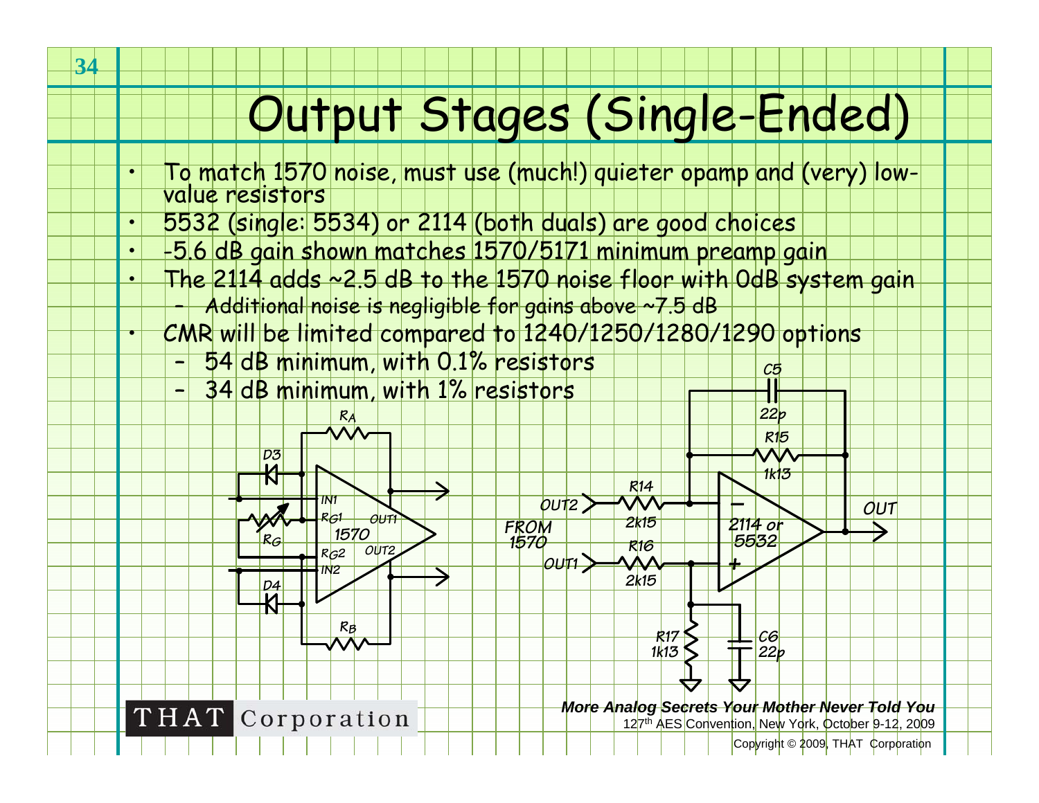# Output Stages (Single-Ended)

- To match 1570 noise, must use (much!) quieter opamp and (very) low-value resistors
- 5532 (single: 5534) or 2114 (both duals) are good choices
- -5.6 dB gain shown matches 1570/5171 minimum preamp gain
- The 2114 adds ~2.5 dB to the 1570 noise floor with 0dB system gain
  - Additional noise is negligible for gains above ~7.5 dB
- CMR will be limited compared to 1240/1250/1280/1290 options
  - 54 dB minimum, with 0.1% resistors
  - 34 dB minimum, with 1% resistors

*More Analog Secrets Your Mother Never Told You*
127th AES Convention, New York, October 9-12, 2009
Copyright © 2009, THAT Corporation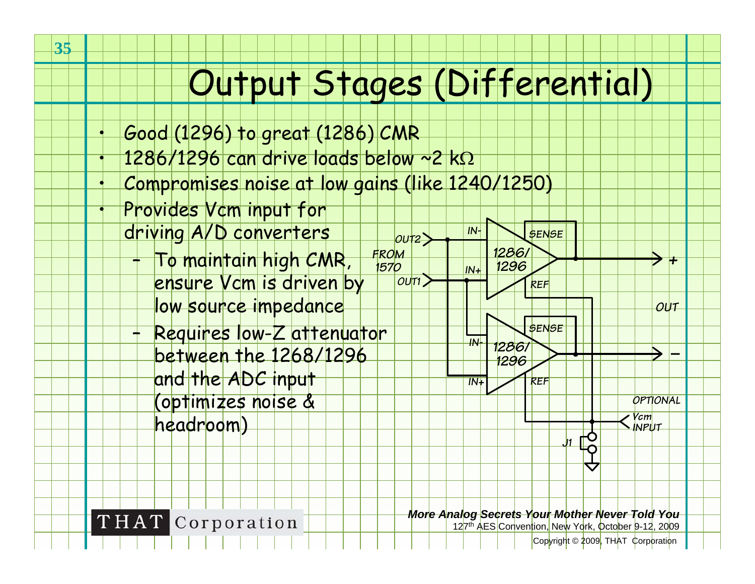# Output Stages (Differential)

- Good (1296) to great (1286) CMR
- 1286/1296 can drive loads below ~2 kΩ
- Compromises noise at low gains (like 1240/1250)
- Provides Vcm input for driving A/D converters
  - To maintain high CMR, ensure Vcm is driven by low source impedance
  - Requires low-Z attenuator between the 1268/1296 and the ADC input (optimizes noise & headroom)

*More Analog Secrets Your Mother Never Told You*
127th AES Convention, New York, October 9-12, 2009
Copyright © 2009, THAT Corporation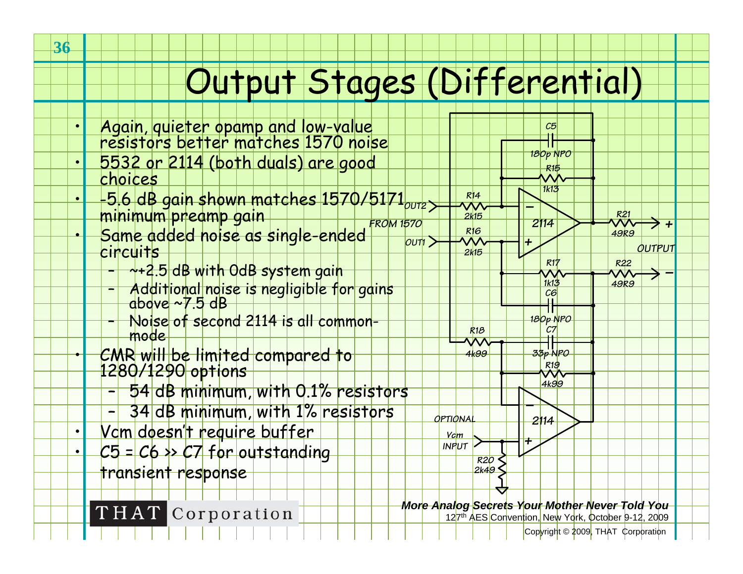# Output Stages (Differential)

- Again, quieter opamp and low-value resistors better matches 1570 noise
- 5532 or 2114 (both duals) are good choices
- -5.6 dB gain shown matches 1570/5171 minimum preamp gain
- Same added noise as single-ended circuits
  - ~+2.5 dB with 0dB system gain
  - Additional noise is negligible for gains above ~7.5 dB
  - Noise of second 2114 is all common-mode
- CMR will be limited compared to 1280/1290 options
  - 54 dB minimum, with 0.1% resistors
  - 34 dB minimum, with 1% resistors
- Vcm doesn't require buffer
- C5 = C6 » C7 for outstanding transient response

THAT Corporation

*More Analog Secrets Your Mother Never Told You*
127th AES Convention, New York, October 9-12, 2009
Copyright © 2009, THAT Corporation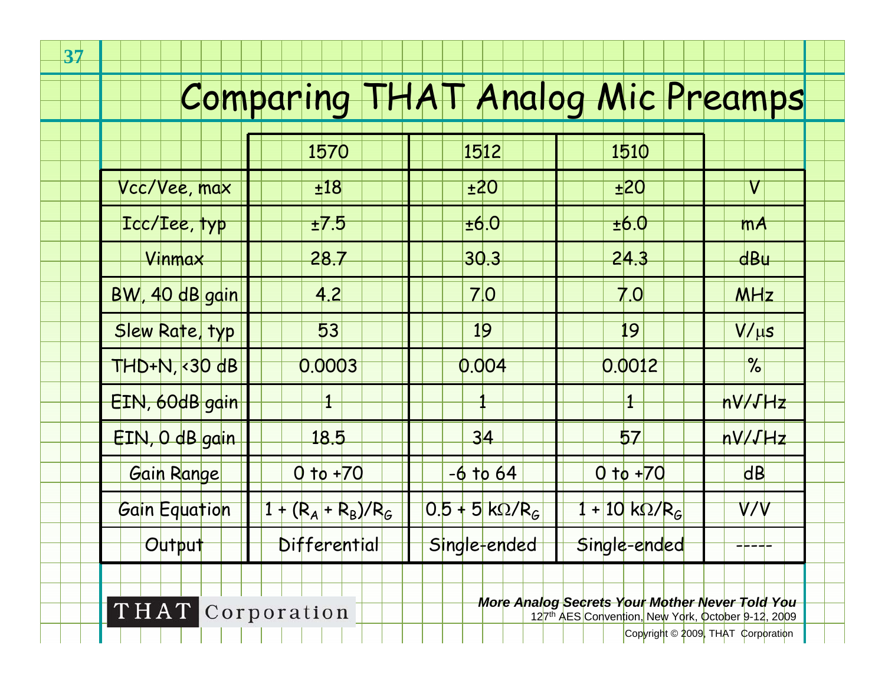# Comparing THAT Analog Mic Preamps

| | 1570 | 1512 | 1510 | |
|---|---|---|---|---|
| Vcc/Vee, max | ±18 | ±20 | ±20 | V |
| Icc/Iee, typ | ±7.5 | ±6.0 | ±6.0 | mA |
| Vinmax | 28.7 | 30.3 | 24.3 | dBu |
| BW, 40 dB gain | 4.2 | 7.0 | 7.0 | MHz |
| Slew Rate, typ | 53 | 19 | 19 | V/μs |
| THD+N, <30 dB | 0.0003 | 0.004 | 0.0012 | % |
| EIN, 60dB gain | 1 | 1 | 1 | nV/√Hz |
| EIN, 0 dB gain | 18.5 | 34 | 57 | nV/√Hz |
| Gain Range | 0 to +70 | -6 to 64 | 0 to +70 | dB |
| Gain Equation | $1 + (R_A + R_B)/R_G$ | $0.5 + 5\ k\Omega/R_G$ | $1 + 10\ k\Omega/R_G$ | V/V |
| Output | Differential | Single-ended | Single-ended | ----- |

THAT Corporation

***More Analog Secrets Your Mother Never Told You***
127th AES Convention, New York, October 9-12, 2009

Copyright © 2009, THAT Corporation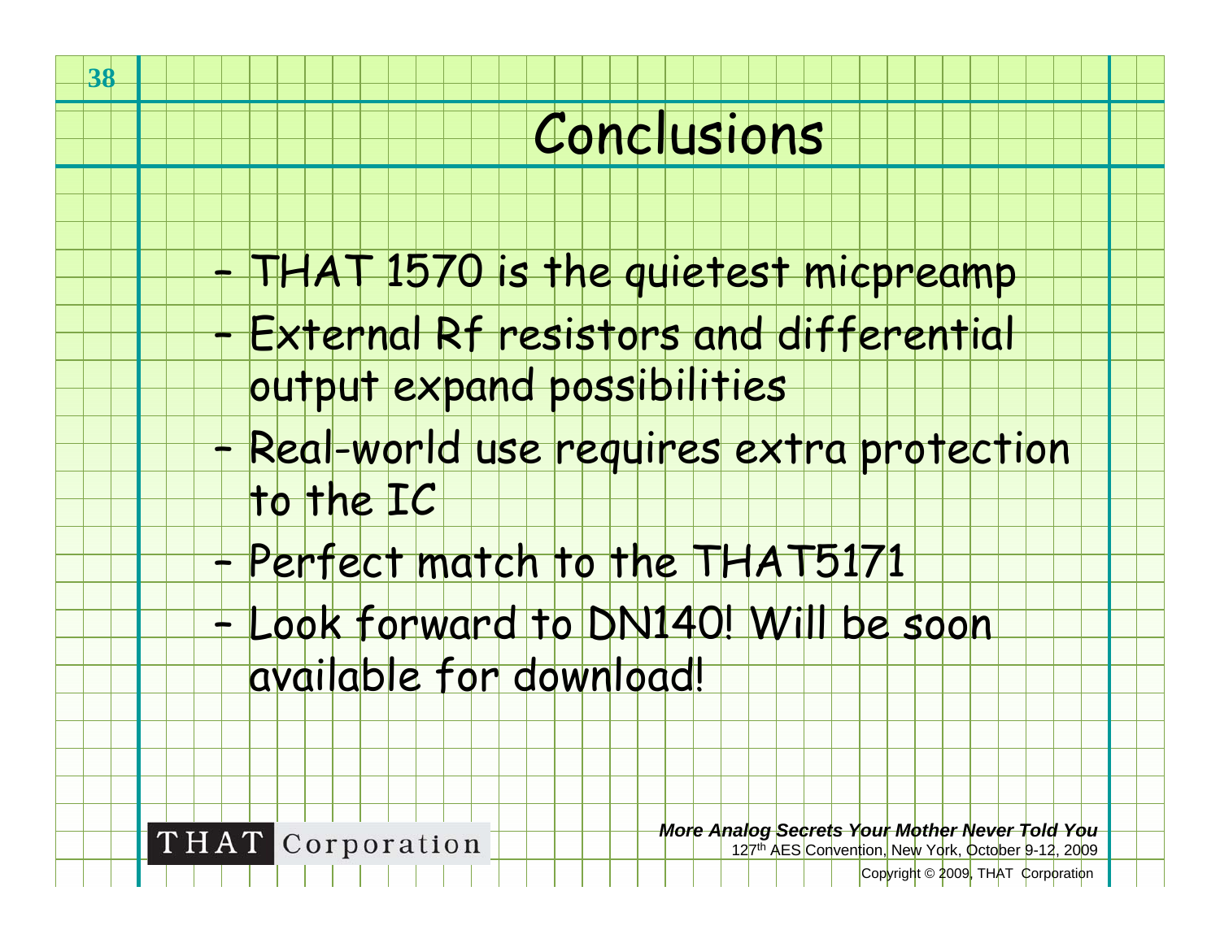# Conclusions

- THAT 1570 is the quietest micpreamp
- External Rf resistors and differential output expand possibilities
- Real-world use requires extra protection to the IC
- Perfect match to the THAT5171
- Look forward to DN140! Will be soon available for download!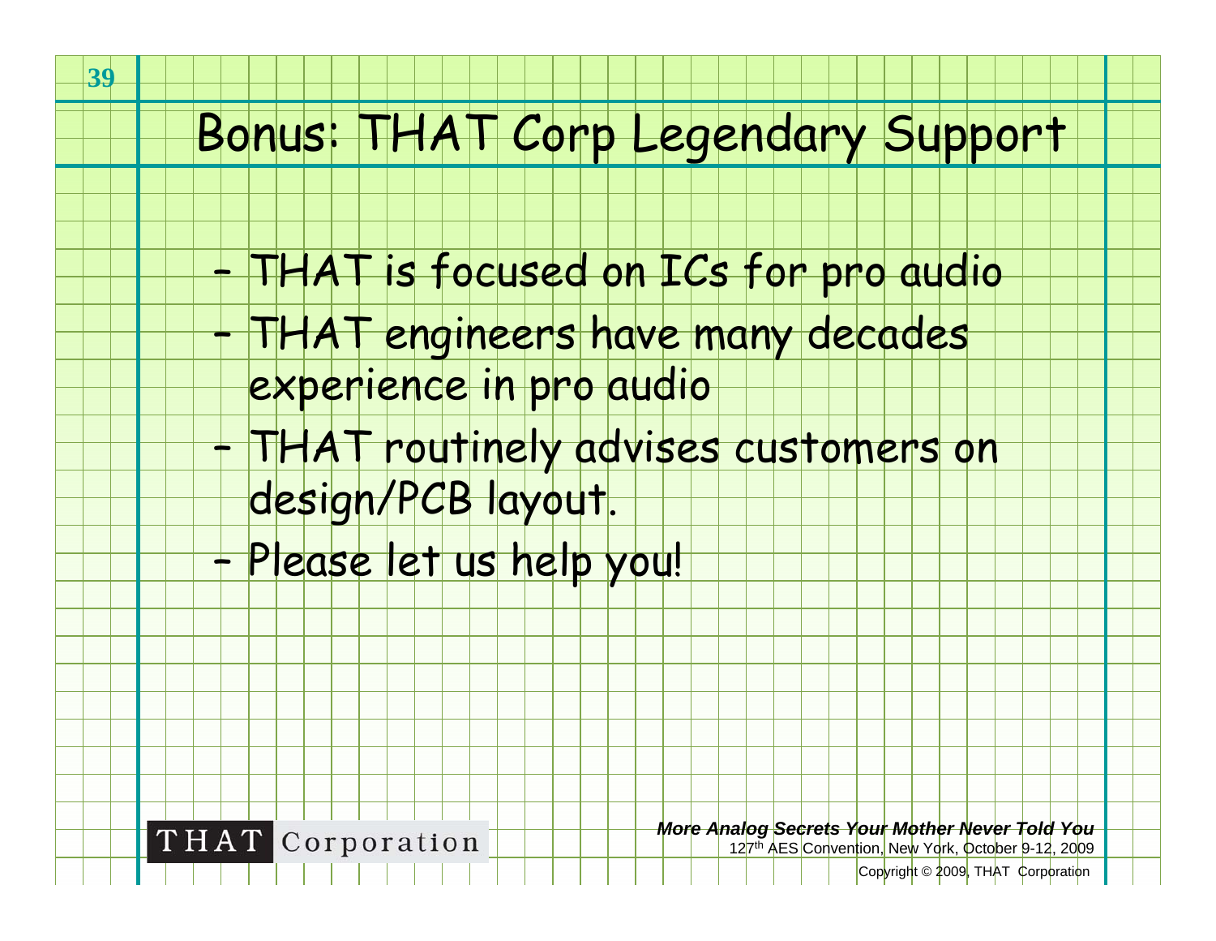# Bonus: THAT Corp Legendary Support

- THAT is focused on ICs for pro audio
- THAT engineers have many decades experience in pro audio
- THAT routinely advises customers on design/PCB layout.
- Please let us help you!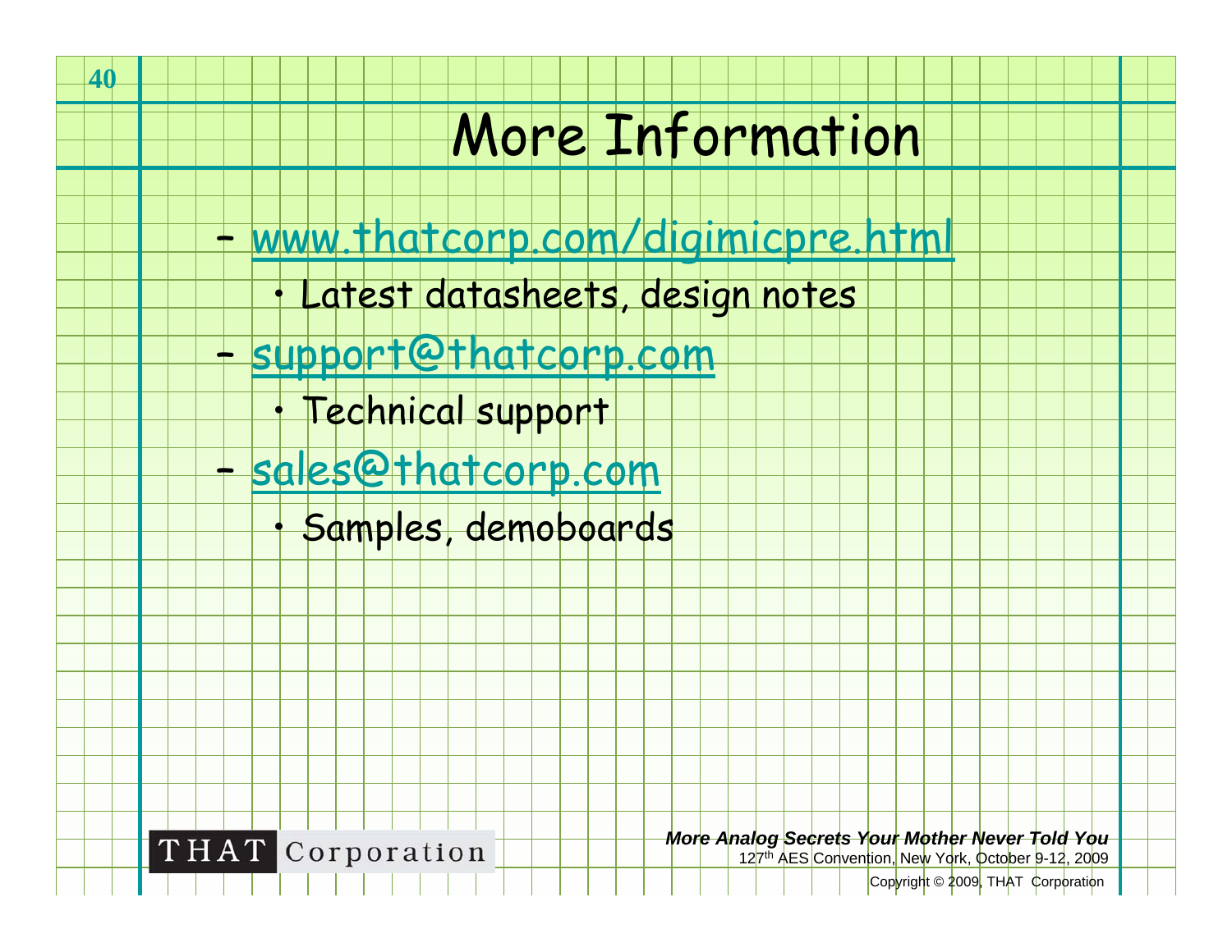# More Information

- www.thatcorp.com/digimicpre.html
  - Latest datasheets, design notes
- support@thatcorp.com
  - Technical support
- sales@thatcorp.com
  - Samples, demoboards